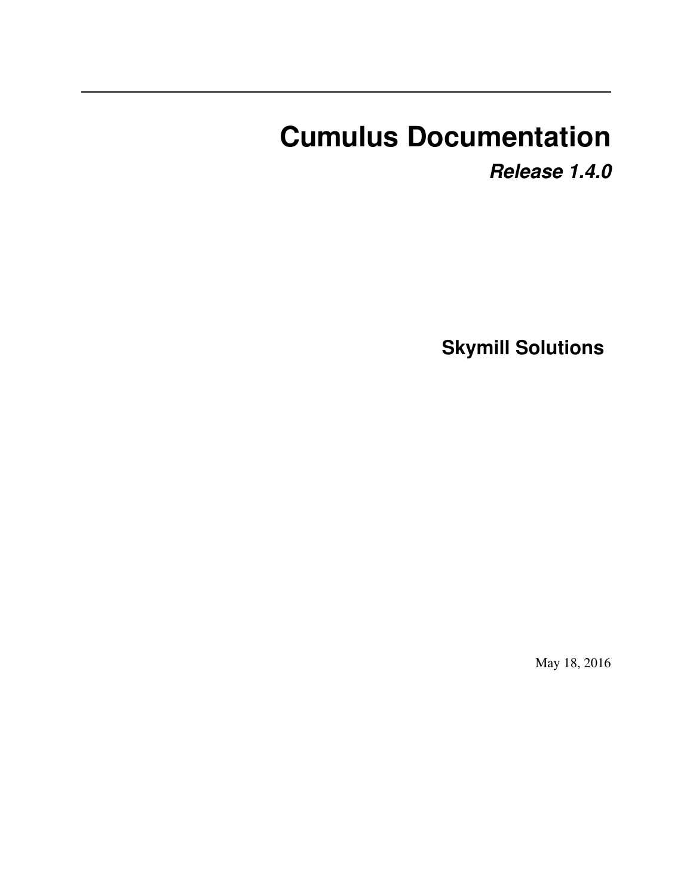# Cumulus Documentation

***Release 1.4.0***

**Skymill Solutions**

May 18, 2016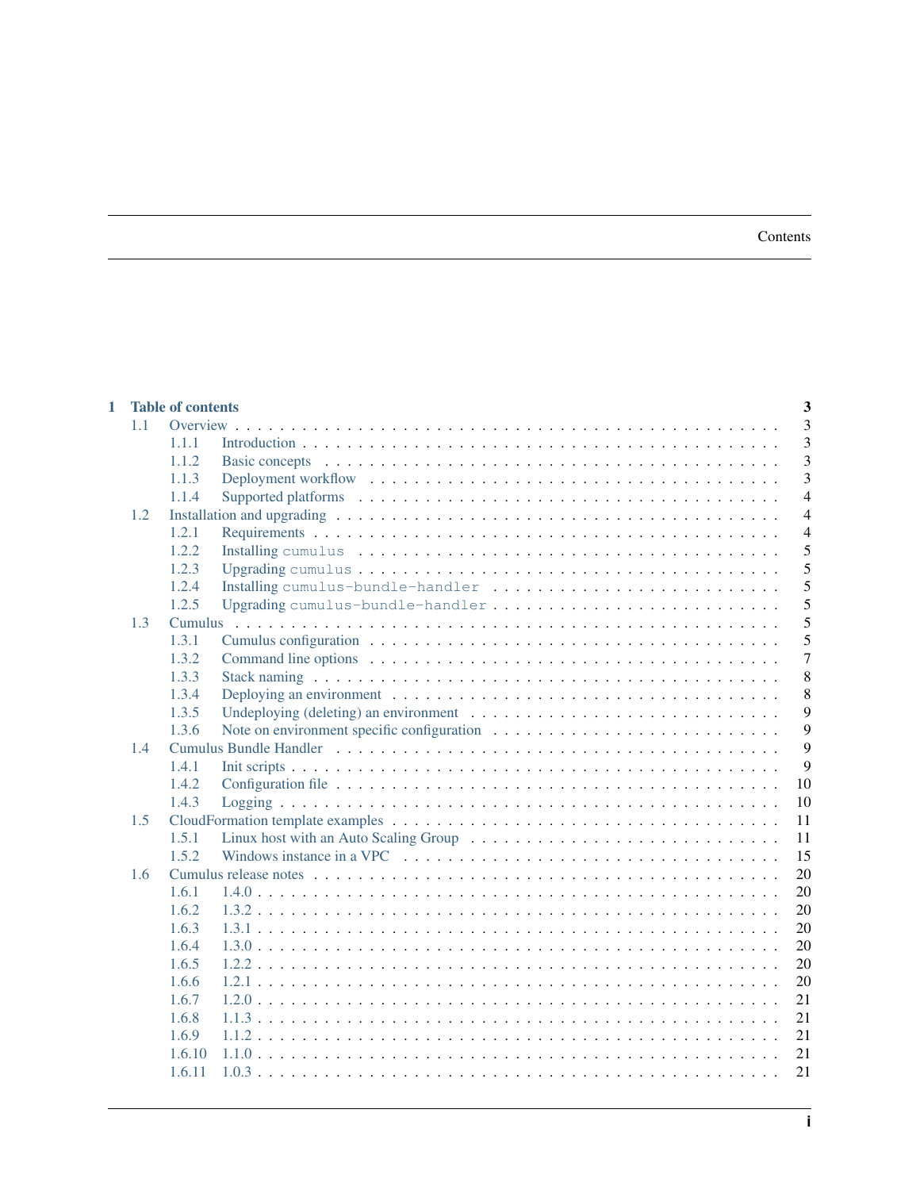# Contents

- **1 Table of contents** — **3**
  - 1.1 Overview — 3
    - 1.1.1 Introduction — 3
    - 1.1.2 Basic concepts — 3
    - 1.1.3 Deployment workflow — 3
    - 1.1.4 Supported platforms — 4
  - 1.2 Installation and upgrading — 4
    - 1.2.1 Requirements — 4
    - 1.2.2 Installing `cumulus` — 5
    - 1.2.3 Upgrading `cumulus` — 5
    - 1.2.4 Installing `cumulus-bundle-handler` — 5
    - 1.2.5 Upgrading `cumulus-bundle-handler` — 5
  - 1.3 Cumulus — 5
    - 1.3.1 Cumulus configuration — 5
    - 1.3.2 Command line options — 7
    - 1.3.3 Stack naming — 8
    - 1.3.4 Deploying an environment — 8
    - 1.3.5 Undeploying (deleting) an environment — 9
    - 1.3.6 Note on environment specific configuration — 9
  - 1.4 Cumulus Bundle Handler — 9
    - 1.4.1 Init scripts — 9
    - 1.4.2 Configuration file — 10
    - 1.4.3 Logging — 10
  - 1.5 CloudFormation template examples — 11
    - 1.5.1 Linux host with an Auto Scaling Group — 11
    - 1.5.2 Windows instance in a VPC — 15
  - 1.6 Cumulus release notes — 20
    - 1.6.1 1.4.0 — 20
    - 1.6.2 1.3.2 — 20
    - 1.6.3 1.3.1 — 20
    - 1.6.4 1.3.0 — 20
    - 1.6.5 1.2.2 — 20
    - 1.6.6 1.2.1 — 20
    - 1.6.7 1.2.0 — 21
    - 1.6.8 1.1.3 — 21
    - 1.6.9 1.1.2 — 21
    - 1.6.10 1.1.0 — 21
    - 1.6.11 1.0.3 — 21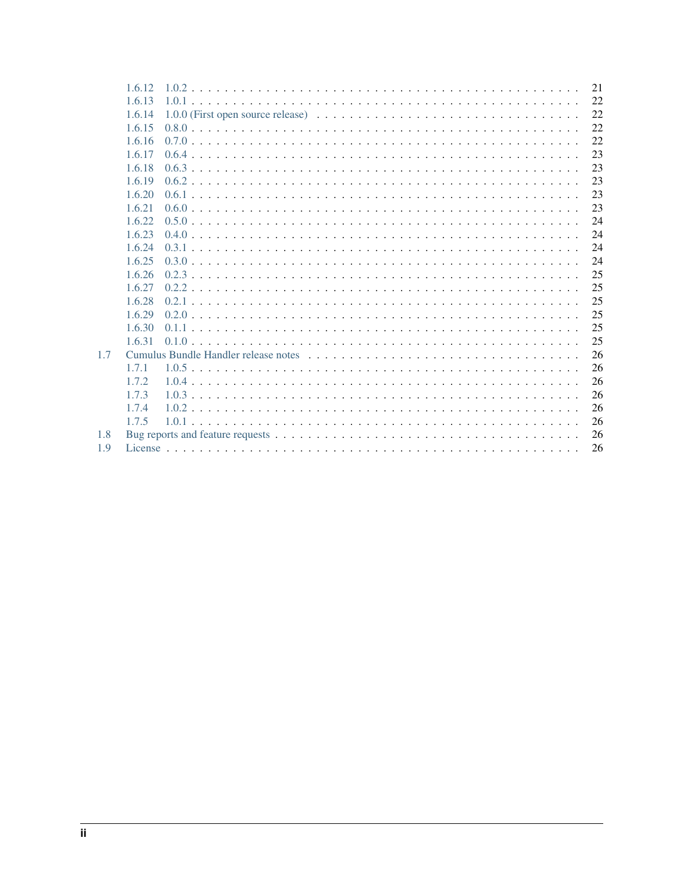- 1.6.12 1.0.2 . . . . . 21
- 1.6.13 1.0.1 . . . . . 22
- 1.6.14 1.0.0 (First open source release) . . . . . 22
- 1.6.15 0.8.0 . . . . . 22
- 1.6.16 0.7.0 . . . . . 22
- 1.6.17 0.6.4 . . . . . 23
- 1.6.18 0.6.3 . . . . . 23
- 1.6.19 0.6.2 . . . . . 23
- 1.6.20 0.6.1 . . . . . 23
- 1.6.21 0.6.0 . . . . . 23
- 1.6.22 0.5.0 . . . . . 24
- 1.6.23 0.4.0 . . . . . 24
- 1.6.24 0.3.1 . . . . . 24
- 1.6.25 0.3.0 . . . . . 24
- 1.6.26 0.2.3 . . . . . 25
- 1.6.27 0.2.2 . . . . . 25
- 1.6.28 0.2.1 . . . . . 25
- 1.6.29 0.2.0 . . . . . 25
- 1.6.30 0.1.1 . . . . . 25
- 1.6.31 0.1.0 . . . . . 25

1.7 Cumulus Bundle Handler release notes . . . . . 26

- 1.7.1 1.0.5 . . . . . 26
- 1.7.2 1.0.4 . . . . . 26
- 1.7.3 1.0.3 . . . . . 26
- 1.7.4 1.0.2 . . . . . 26
- 1.7.5 1.0.1 . . . . . 26

1.8 Bug reports and feature requests . . . . . 26

1.9 License . . . . . 26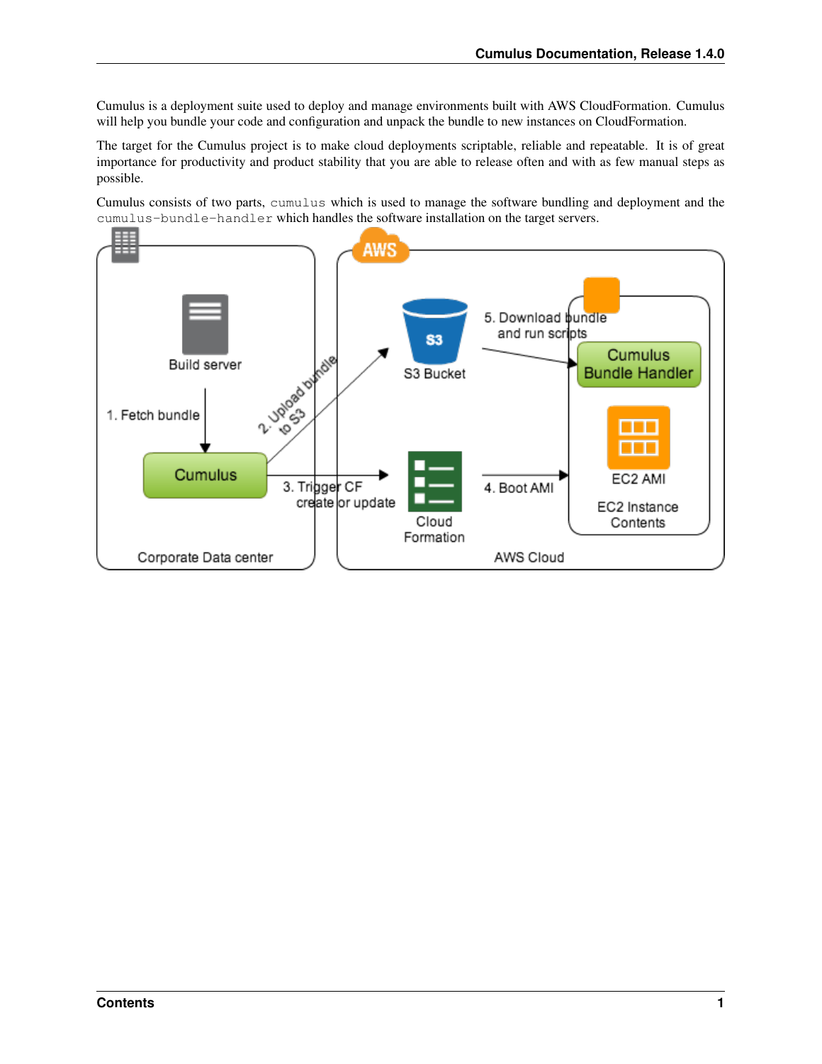Cumulus is a deployment suite used to deploy and manage environments built with AWS CloudFormation. Cumulus will help you bundle your code and configuration and unpack the bundle to new instances on CloudFormation.

The target for the Cumulus project is to make cloud deployments scriptable, reliable and repeatable. It is of great importance for productivity and product stability that you are able to release often and with as few manual steps as possible.

Cumulus consists of two parts, `cumulus` which is used to manage the software bundling and deployment and the `cumulus-bundle-handler` which handles the software installation on the target servers.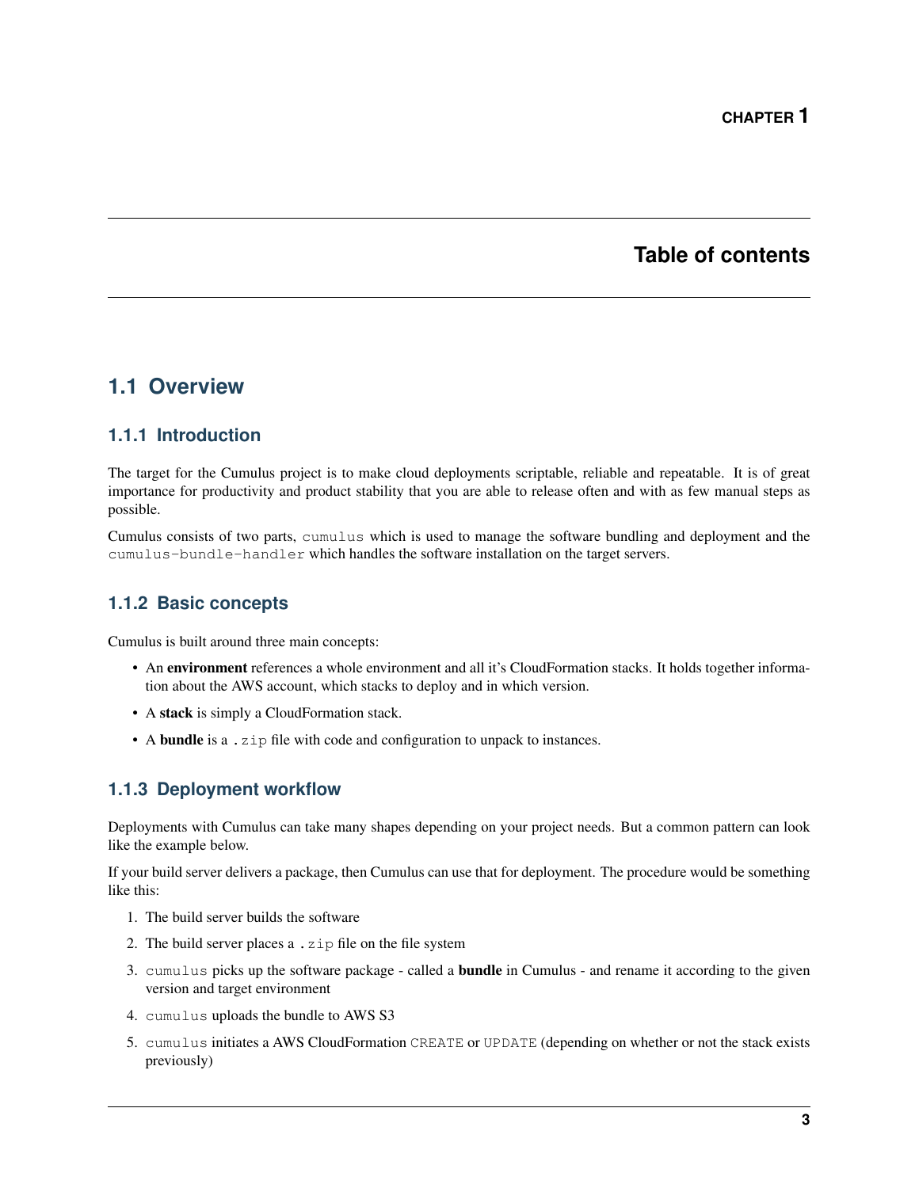# CHAPTER 1

# Table of contents

## 1.1 Overview

### 1.1.1 Introduction

The target for the Cumulus project is to make cloud deployments scriptable, reliable and repeatable. It is of great importance for productivity and product stability that you are able to release often and with as few manual steps as possible.

Cumulus consists of two parts, `cumulus` which is used to manage the software bundling and deployment and the `cumulus-bundle-handler` which handles the software installation on the target servers.

### 1.1.2 Basic concepts

Cumulus is built around three main concepts:

- An **environment** references a whole environment and all it's CloudFormation stacks. It holds together information about the AWS account, which stacks to deploy and in which version.
- A **stack** is simply a CloudFormation stack.
- A **bundle** is a `.zip` file with code and configuration to unpack to instances.

### 1.1.3 Deployment workflow

Deployments with Cumulus can take many shapes depending on your project needs. But a common pattern can look like the example below.

If your build server delivers a package, then Cumulus can use that for deployment. The procedure would be something like this:

1. The build server builds the software
2. The build server places a `.zip` file on the file system
3. `cumulus` picks up the software package - called a **bundle** in Cumulus - and rename it according to the given version and target environment
4. `cumulus` uploads the bundle to AWS S3
5. `cumulus` initiates a AWS CloudFormation `CREATE` or `UPDATE` (depending on whether or not the stack exists previously)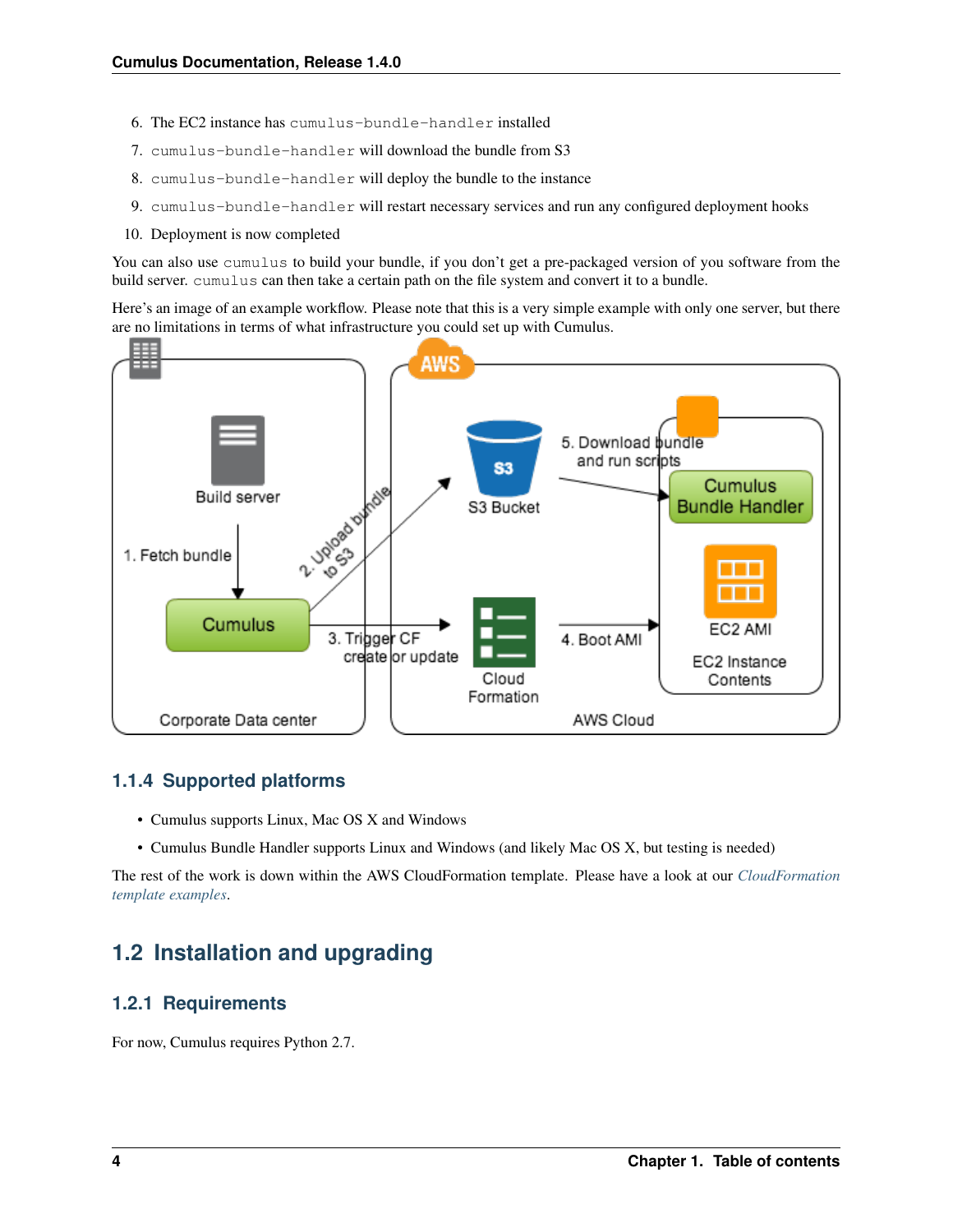6. The EC2 instance has `cumulus-bundle-handler` installed
7. `cumulus-bundle-handler` will download the bundle from S3
8. `cumulus-bundle-handler` will deploy the bundle to the instance
9. `cumulus-bundle-handler` will restart necessary services and run any configured deployment hooks
10. Deployment is now completed

You can also use `cumulus` to build your bundle, if you don't get a pre-packaged version of you software from the build server. `cumulus` can then take a certain path on the file system and convert it to a bundle.

Here's an image of an example workflow. Please note that this is a very simple example with only one server, but there are no limitations in terms of what infrastructure you could set up with Cumulus.

### 1.1.4 Supported platforms

- Cumulus supports Linux, Mac OS X and Windows
- Cumulus Bundle Handler supports Linux and Windows (and likely Mac OS X, but testing is needed)

The rest of the work is down within the AWS CloudFormation template. Please have a look at our *CloudFormation template examples*.

## 1.2 Installation and upgrading

### 1.2.1 Requirements

For now, Cumulus requires Python 2.7.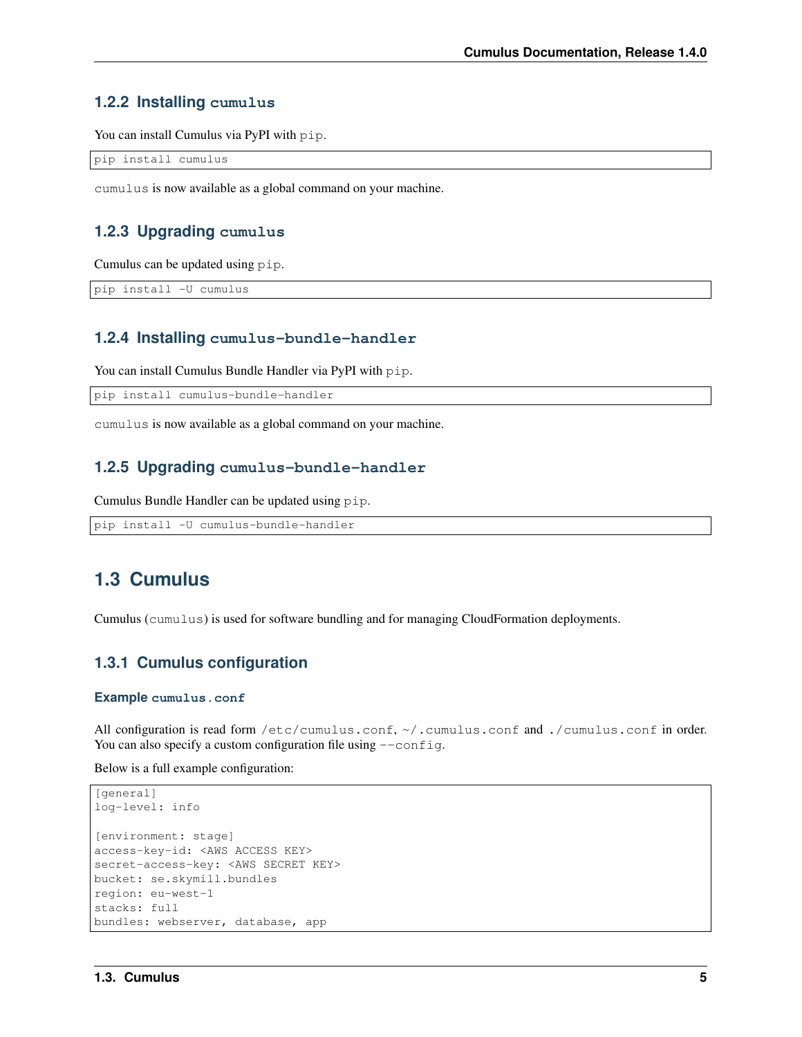### 1.2.2 Installing `cumulus`

You can install Cumulus via PyPI with `pip`.

```
pip install cumulus
```

`cumulus` is now available as a global command on your machine.

### 1.2.3 Upgrading `cumulus`

Cumulus can be updated using `pip`.

```
pip install -U cumulus
```

### 1.2.4 Installing `cumulus-bundle-handler`

You can install Cumulus Bundle Handler via PyPI with `pip`.

```
pip install cumulus-bundle-handler
```

`cumulus` is now available as a global command on your machine.

### 1.2.5 Upgrading `cumulus-bundle-handler`

Cumulus Bundle Handler can be updated using `pip`.

```
pip install -U cumulus-bundle-handler
```

## 1.3 Cumulus

Cumulus (`cumulus`) is used for software bundling and for managing CloudFormation deployments.

### 1.3.1 Cumulus configuration

#### Example `cumulus.conf`

All configuration is read form `/etc/cumulus.conf`, `~/.cumulus.conf` and `./cumulus.conf` in order. You can also specify a custom configuration file using `--config`.

Below is a full example configuration:

```
[general]
log-level: info

[environment: stage]
access-key-id: <AWS ACCESS KEY>
secret-access-key: <AWS SECRET KEY>
bucket: se.skymill.bundles
region: eu-west-1
stacks: full
bundles: webserver, database, app
```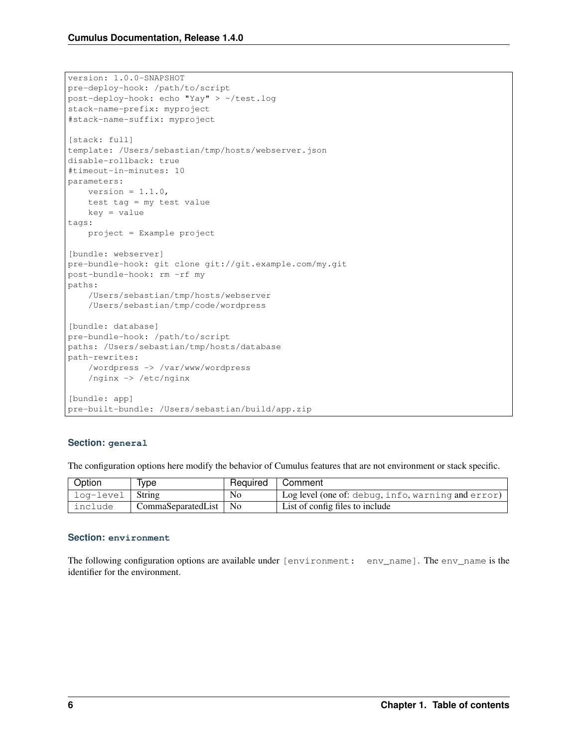```
version: 1.0.0-SNAPSHOT
pre-deploy-hook: /path/to/script
post-deploy-hook: echo "Yay" > ~/test.log
stack-name-prefix: myproject
#stack-name-suffix: myproject

[stack: full]
template: /Users/sebastian/tmp/hosts/webserver.json
disable-rollback: true
#timeout-in-minutes: 10
parameters:
    version = 1.1.0,
    test tag = my test value
    key = value
tags:
    project = Example project

[bundle: webserver]
pre-bundle-hook: git clone git://git.example.com/my.git
post-bundle-hook: rm -rf my
paths:
    /Users/sebastian/tmp/hosts/webserver
    /Users/sebastian/tmp/code/wordpress

[bundle: database]
pre-bundle-hook: /path/to/script
paths: /Users/sebastian/tmp/hosts/database
path-rewrites:
    /wordpress -> /var/www/wordpress
    /nginx -> /etc/nginx

[bundle: app]
pre-built-bundle: /Users/sebastian/build/app.zip
```

#### Section: `general`

The configuration options here modify the behavior of Cumulus features that are not environment or stack specific.

| Option | Type | Required | Comment |
| --- | --- | --- | --- |
| `log-level` | String | No | Log level (one of: `debug`, `info`, `warning` and `error`) |
| `include` | CommaSeparatedList | No | List of config files to include |

#### Section: `environment`

The following configuration options are available under `[environment: env_name]`. The `env_name` is the identifier for the environment.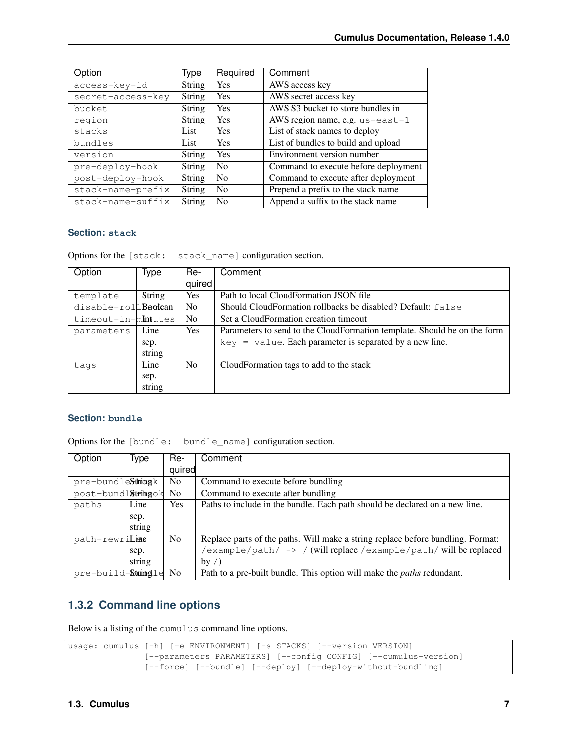| Option | Type | Required | Comment |
| --- | --- | --- | --- |
| `access-key-id` | String | Yes | AWS access key |
| `secret-access-key` | String | Yes | AWS secret access key |
| `bucket` | String | Yes | AWS S3 bucket to store bundles in |
| `region` | String | Yes | AWS region name, e.g. `us-east-1` |
| `stacks` | List | Yes | List of stack names to deploy |
| `bundles` | List | Yes | List of bundles to build and upload |
| `version` | String | Yes | Environment version number |
| `pre-deploy-hook` | String | No | Command to execute before deployment |
| `post-deploy-hook` | String | No | Command to execute after deployment |
| `stack-name-prefix` | String | No | Prepend a prefix to the stack name |
| `stack-name-suffix` | String | No | Append a suffix to the stack name |

### Section: `stack`

Options for the `[stack: stack_name]` configuration section.

| Option | Type | Required | Comment |
| --- | --- | --- | --- |
| `template` | String | Yes | Path to local CloudFormation JSON file |
| `disable-rollback` | Boolean | No | Should CloudFormation rollbacks be disabled? Default: `false` |
| `timeout-in-minutes` | Int | No | Set a CloudFormation creation timeout |
| `parameters` | Line sep. string | Yes | Parameters to send to the CloudFormation template. Should be on the form `key = value`. Each parameter is separated by a new line. |
| `tags` | Line sep. string | No | CloudFormation tags to add to the stack |

### Section: `bundle`

Options for the `[bundle: bundle_name]` configuration section.

| Option | Type | Required | Comment |
| --- | --- | --- | --- |
| `pre-bundle-hook` | String | No | Command to execute before bundling |
| `post-bundle-hook` | String | No | Command to execute after bundling |
| `paths` | Line sep. string | Yes | Paths to include in the bundle. Each path should be declared on a new line. |
| `path-rewrites` | Line sep. string | No | Replace parts of the paths. Will make a string replace before bundling. Format: `/example/path/ -> /` (will replace `/example/path/` will be replaced by `/`) |
| `pre-built-bundle` | String | No | Path to a pre-built bundle. This option will make the *paths* redundant. |

## 1.3.2 Command line options

Below is a listing of the `cumulus` command line options.

```
usage: cumulus [-h] [-e ENVIRONMENT] [-s STACKS] [--version VERSION]
               [--parameters PARAMETERS] [--config CONFIG] [--cumulus-version]
               [--force] [--bundle] [--deploy] [--deploy-without-bundling]
```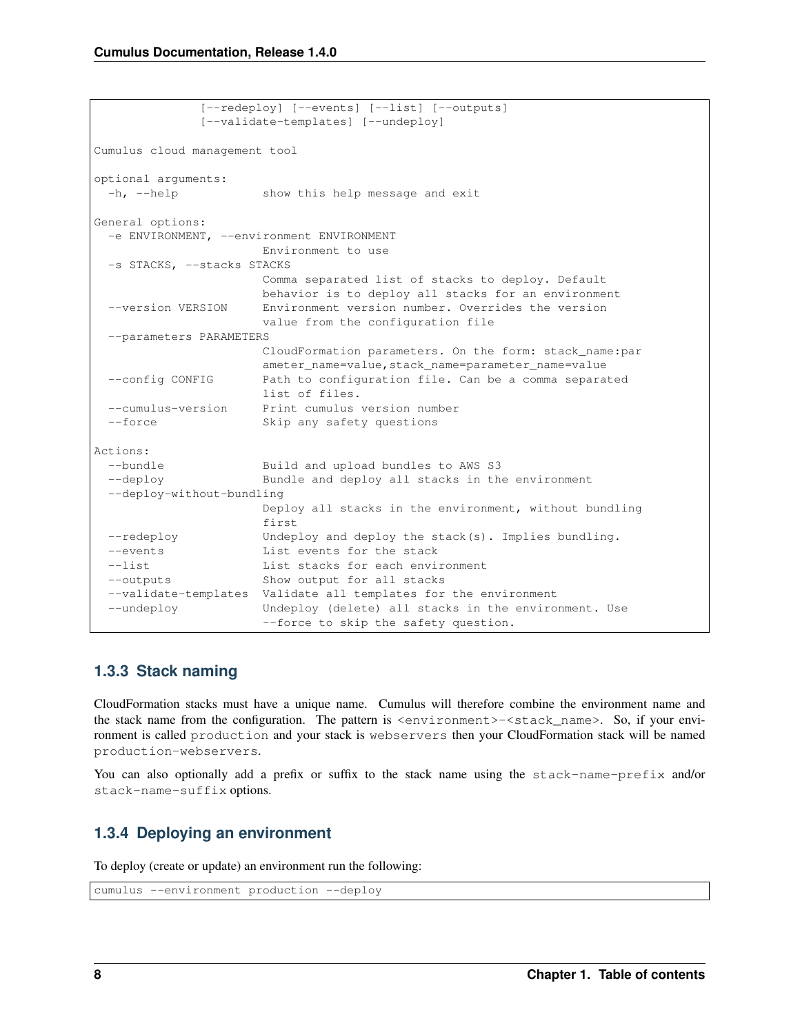```
              [--redeploy] [--events] [--list] [--outputs]
              [--validate-templates] [--undeploy]

Cumulus cloud management tool

optional arguments:
  -h, --help            show this help message and exit

General options:
  -e ENVIRONMENT, --environment ENVIRONMENT
                        Environment to use
  -s STACKS, --stacks STACKS
                        Comma separated list of stacks to deploy. Default
                        behavior is to deploy all stacks for an environment
  --version VERSION     Environment version number. Overrides the version
                        value from the configuration file
  --parameters PARAMETERS
                        CloudFormation parameters. On the form: stack_name:par
                        ameter_name=value,stack_name=parameter_name=value
  --config CONFIG       Path to configuration file. Can be a comma separated
                        list of files.
  --cumulus-version     Print cumulus version number
  --force               Skip any safety questions

Actions:
  --bundle              Build and upload bundles to AWS S3
  --deploy              Bundle and deploy all stacks in the environment
  --deploy-without-bundling
                        Deploy all stacks in the environment, without bundling
                        first
  --redeploy            Undeploy and deploy the stack(s). Implies bundling.
  --events              List events for the stack
  --list                List stacks for each environment
  --outputs             Show output for all stacks
  --validate-templates  Validate all templates for the environment
  --undeploy            Undeploy (delete) all stacks in the environment. Use
                        --force to skip the safety question.
```

### 1.3.3 Stack naming

CloudFormation stacks must have a unique name. Cumulus will therefore combine the environment name and the stack name from the configuration. The pattern is `<environment>-<stack_name>`. So, if your environment is called `production` and your stack is `webservers` then your CloudFormation stack will be named `production-webservers`.

You can also optionally add a prefix or suffix to the stack name using the `stack-name-prefix` and/or `stack-name-suffix` options.

### 1.3.4 Deploying an environment

To deploy (create or update) an environment run the following:

```
cumulus --environment production --deploy
```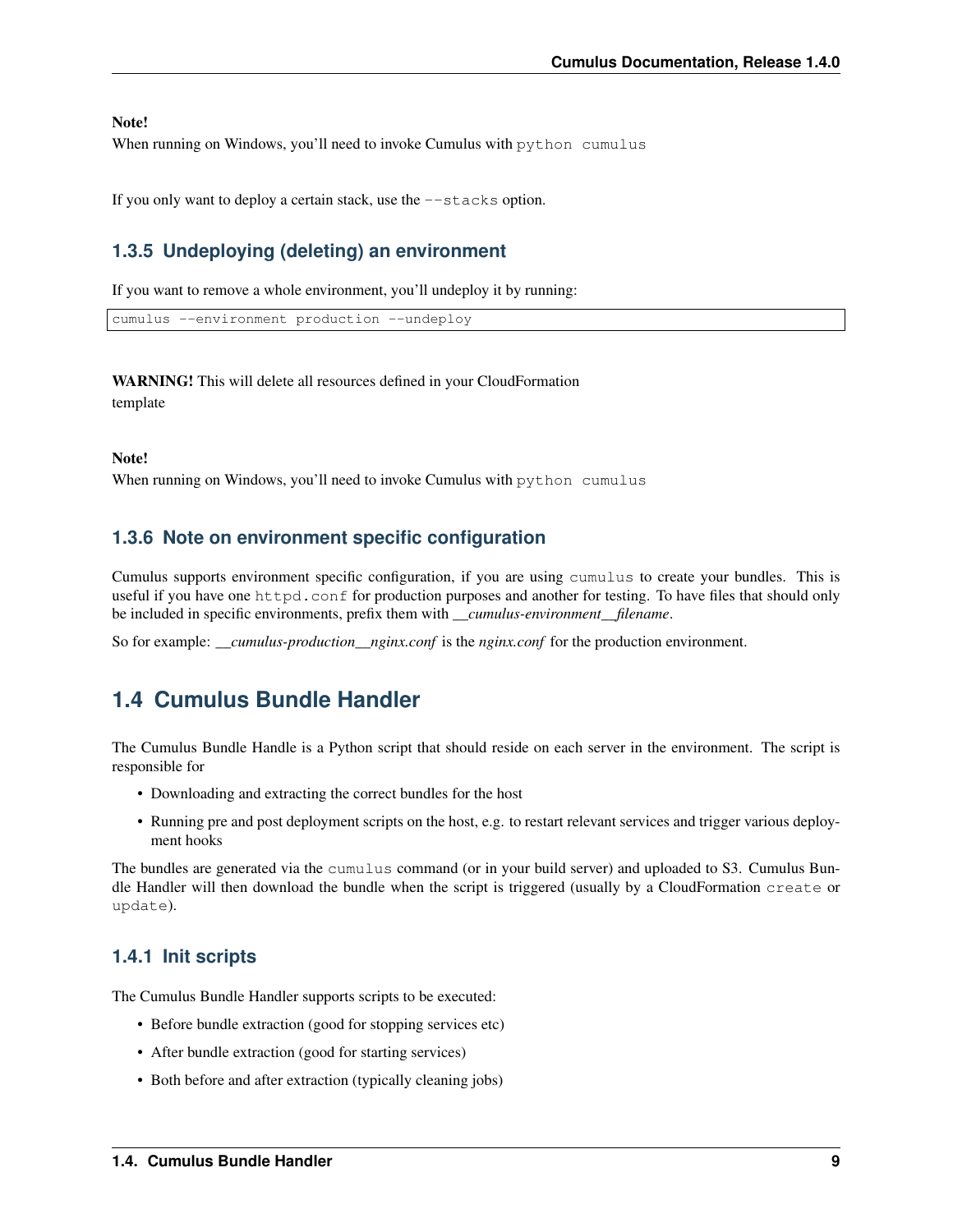**Note!**
When running on Windows, you'll need to invoke Cumulus with `python cumulus`

If you only want to deploy a certain stack, use the `--stacks` option.

### 1.3.5 Undeploying (deleting) an environment

If you want to remove a whole environment, you'll undeploy it by running:

```
cumulus --environment production --undeploy
```

**WARNING!** This will delete all resources defined in your CloudFormation template

**Note!**
When running on Windows, you'll need to invoke Cumulus with `python cumulus`

### 1.3.6 Note on environment specific configuration

Cumulus supports environment specific configuration, if you are using `cumulus` to create your bundles. This is useful if you have one `httpd.conf` for production purposes and another for testing. To have files that should only be included in specific environments, prefix them with *__cumulus-environment__filename*.

So for example: *__cumulus-production__nginx.conf* is the *nginx.conf* for the production environment.

## 1.4 Cumulus Bundle Handler

The Cumulus Bundle Handle is a Python script that should reside on each server in the environment. The script is responsible for

- Downloading and extracting the correct bundles for the host
- Running pre and post deployment scripts on the host, e.g. to restart relevant services and trigger various deployment hooks

The bundles are generated via the `cumulus` command (or in your build server) and uploaded to S3. Cumulus Bundle Handler will then download the bundle when the script is triggered (usually by a CloudFormation `create` or `update`).

### 1.4.1 Init scripts

The Cumulus Bundle Handler supports scripts to be executed:

- Before bundle extraction (good for stopping services etc)
- After bundle extraction (good for starting services)
- Both before and after extraction (typically cleaning jobs)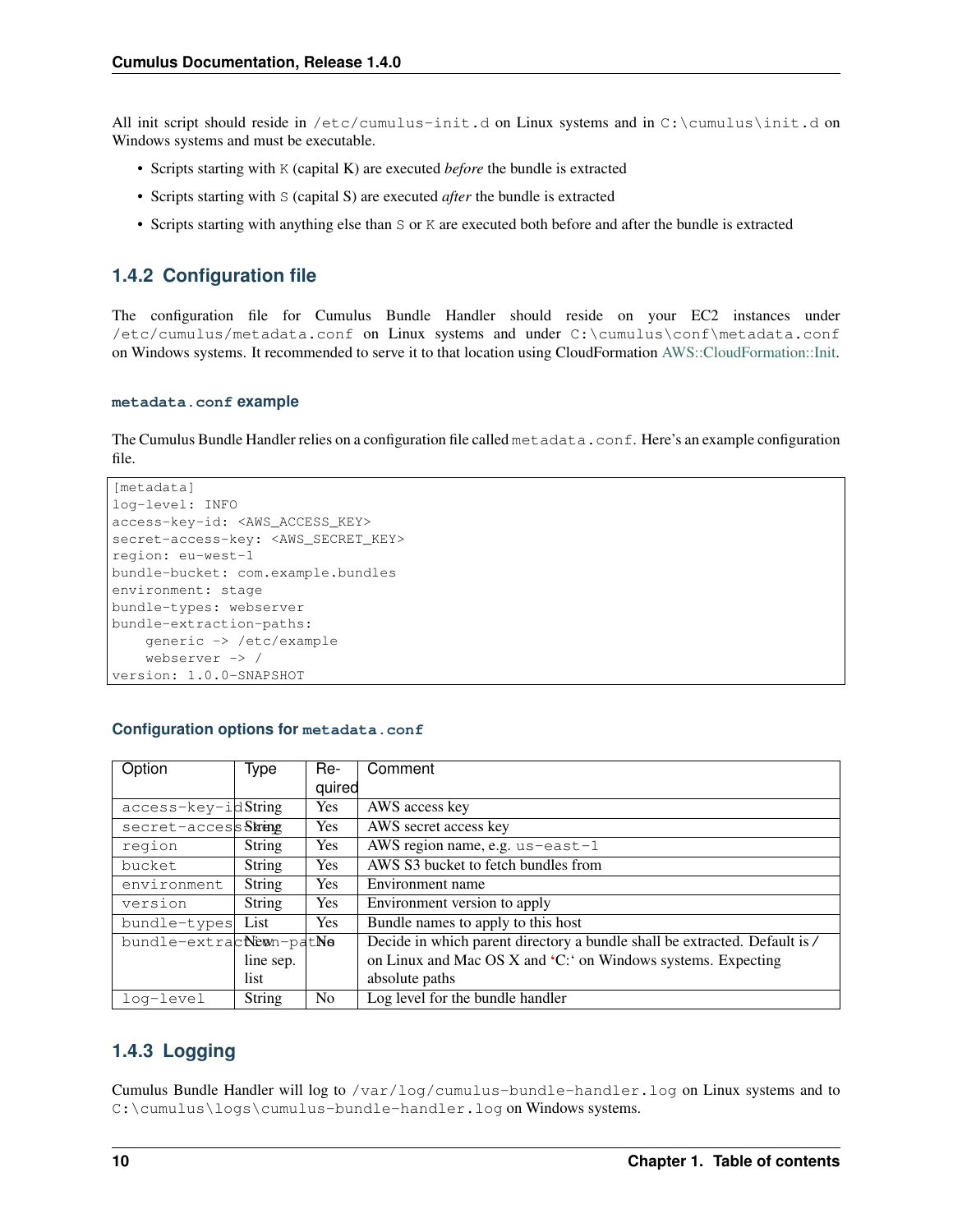All init script should reside in `/etc/cumulus-init.d` on Linux systems and in `C:\cumulus\init.d` on Windows systems and must be executable.

- Scripts starting with `K` (capital K) are executed *before* the bundle is extracted
- Scripts starting with `S` (capital S) are executed *after* the bundle is extracted
- Scripts starting with anything else than `S` or `K` are executed both before and after the bundle is extracted

## 1.4.2 Configuration file

The configuration file for Cumulus Bundle Handler should reside on your EC2 instances under `/etc/cumulus/metadata.conf` on Linux systems and under `C:\cumulus\conf\metadata.conf` on Windows systems. It recommended to serve it to that location using CloudFormation AWS::CloudFormation::Init.

### `metadata.conf` example

The Cumulus Bundle Handler relies on a configuration file called `metadata.conf`. Here's an example configuration file.

```
[metadata]
log-level: INFO
access-key-id: <AWS_ACCESS_KEY>
secret-access-key: <AWS_SECRET_KEY>
region: eu-west-1
bundle-bucket: com.example.bundles
environment: stage
bundle-types: webserver
bundle-extraction-paths:
    generic -> /etc/example
    webserver -> /
version: 1.0.0-SNAPSHOT
```

### Configuration options for `metadata.conf`

| Option | Type | Required | Comment |
|---|---|---|---|
| `access-key-id` | String | Yes | AWS access key |
| `secret-access-key` | String | Yes | AWS secret access key |
| `region` | String | Yes | AWS region name, e.g. `us-east-1` |
| `bucket` | String | Yes | AWS S3 bucket to fetch bundles from |
| `environment` | String | Yes | Environment name |
| `version` | String | Yes | Environment version to apply |
| `bundle-types` | List | Yes | Bundle names to apply to this host |
| `bundle-extraction-paths` | New-line sep. list | No | Decide in which parent directory a bundle shall be extracted. Default is / on Linux and Mac OS X and 'C:' on Windows systems. Expecting absolute paths |
| `log-level` | String | No | Log level for the bundle handler |

## 1.4.3 Logging

Cumulus Bundle Handler will log to `/var/log/cumulus-bundle-handler.log` on Linux systems and to `C:\cumulus\logs\cumulus-bundle-handler.log` on Windows systems.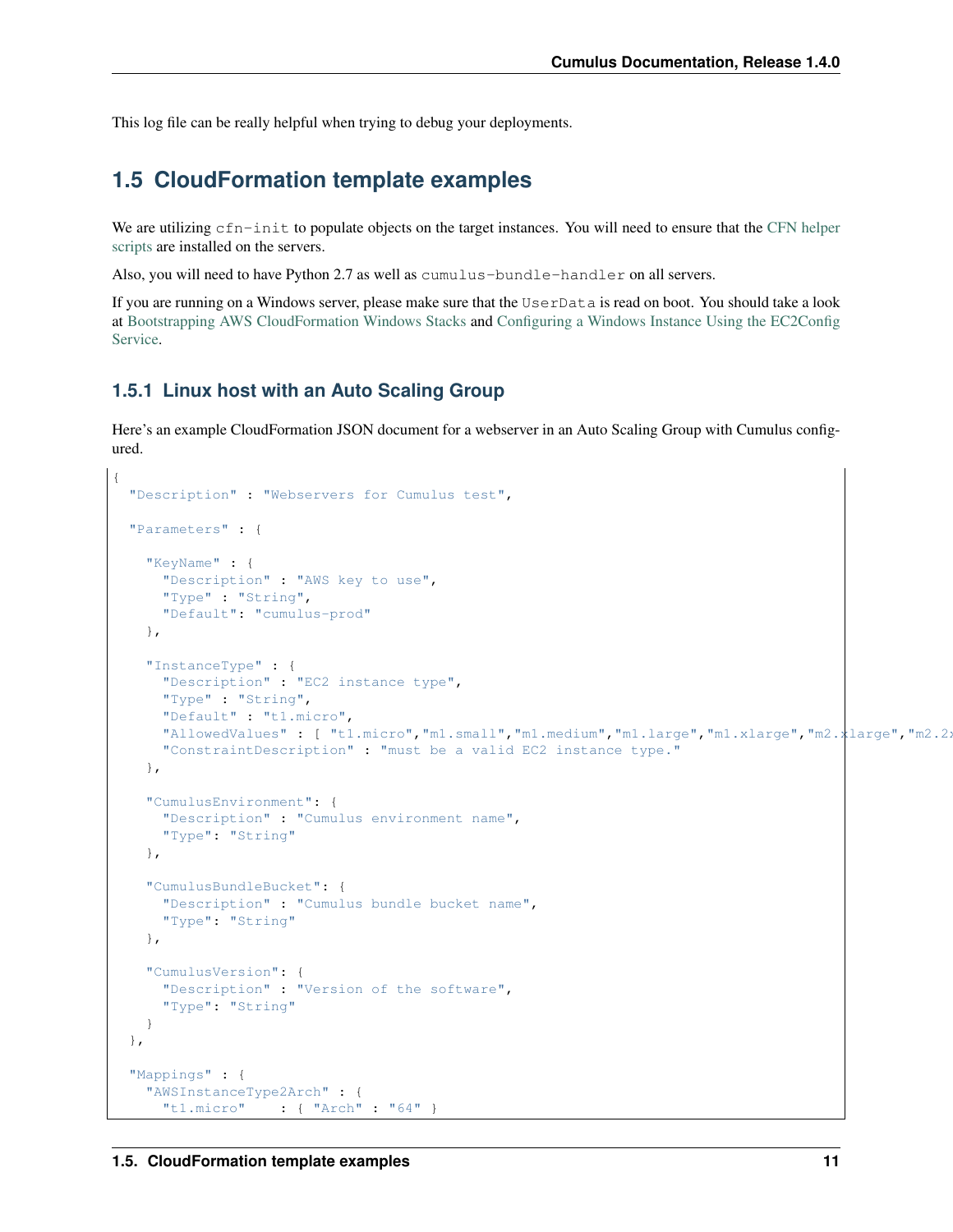This log file can be really helpful when trying to debug your deployments.

## 1.5 CloudFormation template examples

We are utilizing `cfn-init` to populate objects on the target instances. You will need to ensure that the CFN helper scripts are installed on the servers.

Also, you will need to have Python 2.7 as well as `cumulus-bundle-handler` on all servers.

If you are running on a Windows server, please make sure that the `UserData` is read on boot. You should take a look at Bootstrapping AWS CloudFormation Windows Stacks and Configuring a Windows Instance Using the EC2Config Service.

### 1.5.1 Linux host with an Auto Scaling Group

Here's an example CloudFormation JSON document for a webserver in an Auto Scaling Group with Cumulus configured.

```
{
  "Description" : "Webservers for Cumulus test",

  "Parameters" : {

    "KeyName" : {
      "Description" : "AWS key to use",
      "Type" : "String",
      "Default": "cumulus-prod"
    },

    "InstanceType" : {
      "Description" : "EC2 instance type",
      "Type" : "String",
      "Default" : "t1.micro",
      "AllowedValues" : [ "t1.micro","m1.small","m1.medium","m1.large","m1.xlarge","m2.xlarge","m2.2x
      "ConstraintDescription" : "must be a valid EC2 instance type."
    },

    "CumulusEnvironment": {
      "Description" : "Cumulus environment name",
      "Type": "String"
    },

    "CumulusBundleBucket": {
      "Description" : "Cumulus bundle bucket name",
      "Type": "String"
    },

    "CumulusVersion": {
      "Description" : "Version of the software",
      "Type": "String"
    }
  },

  "Mappings" : {
    "AWSInstanceType2Arch" : {
      "t1.micro"    : { "Arch" : "64" }
```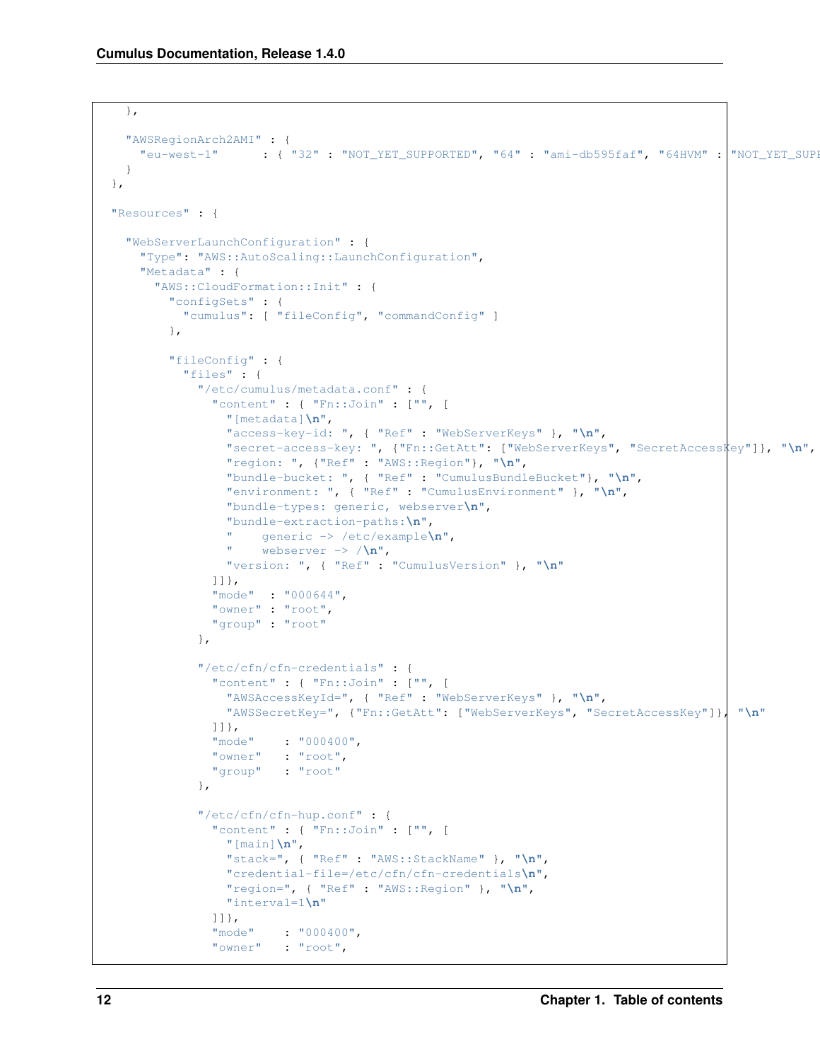```
    },

    "AWSRegionArch2AMI" : {
      "eu-west-1"      : { "32" : "NOT_YET_SUPPORTED", "64" : "ami-db595faf", "64HVM" : "NOT_YET_SUPP
    }
  },

  "Resources" : {

    "WebServerLaunchConfiguration" : {
      "Type": "AWS::AutoScaling::LaunchConfiguration",
      "Metadata" : {
        "AWS::CloudFormation::Init" : {
          "configSets" : {
            "cumulus": [ "fileConfig", "commandConfig" ]
          },

          "fileConfig" : {
            "files" : {
              "/etc/cumulus/metadata.conf" : {
                "content" : { "Fn::Join" : ["", [
                  "[metadata]\n",
                  "access-key-id: ", { "Ref" : "WebServerKeys" }, "\n",
                  "secret-access-key: ", {"Fn::GetAtt": ["WebServerKeys", "SecretAccessKey"]}, "\n",
                  "region: ", {"Ref" : "AWS::Region"}, "\n",
                  "bundle-bucket: ", { "Ref" : "CumulusBundleBucket"}, "\n",
                  "environment: ", { "Ref" : "CumulusEnvironment" }, "\n",
                  "bundle-types: generic, webserver\n",
                  "bundle-extraction-paths:\n",
                  "    generic -> /etc/example\n",
                  "    webserver -> /\n",
                  "version: ", { "Ref" : "CumulusVersion" }, "\n"
                ]]},
                "mode"  : "000644",
                "owner" : "root",
                "group" : "root"
              },

              "/etc/cfn/cfn-credentials" : {
                "content" : { "Fn::Join" : ["", [
                  "AWSAccessKeyId=", { "Ref" : "WebServerKeys" }, "\n",
                  "AWSSecretKey=", {"Fn::GetAtt": ["WebServerKeys", "SecretAccessKey"]},  "\n"
                ]]},
                "mode"    : "000400",
                "owner"   : "root",
                "group"   : "root"
              },

              "/etc/cfn/cfn-hup.conf" : {
                "content" : { "Fn::Join" : ["", [
                  "[main]\n",
                  "stack=", { "Ref" : "AWS::StackName" }, "\n",
                  "credential-file=/etc/cfn/cfn-credentials\n",
                  "region=", { "Ref" : "AWS::Region" }, "\n",
                  "interval=1\n"
                ]]},
                "mode"    : "000400",
                "owner"   : "root",
```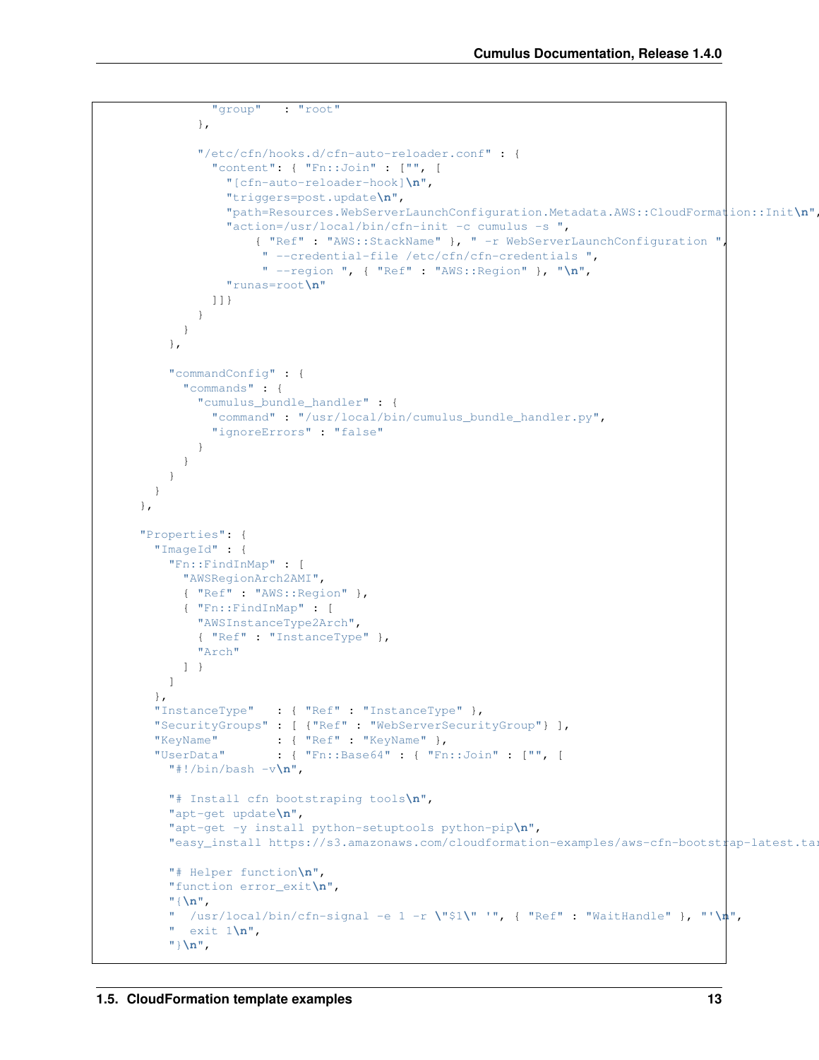```
                "group"   : "root"
              },

              "/etc/cfn/hooks.d/cfn-auto-reloader.conf" : {
                "content": { "Fn::Join" : ["", [
                  "[cfn-auto-reloader-hook]\n",
                  "triggers=post.update\n",
                  "path=Resources.WebServerLaunchConfiguration.Metadata.AWS::CloudFormation::Init\n",
                  "action=/usr/local/bin/cfn-init -c cumulus -s ",
                      { "Ref" : "AWS::StackName" }, " -r WebServerLaunchConfiguration ",
                      " --credential-file /etc/cfn/cfn-credentials ",
                      " --region ", { "Ref" : "AWS::Region" }, "\n",
                  "runas=root\n"
                ]]}
              }
            }
          },

          "commandConfig" : {
            "commands" : {
              "cumulus_bundle_handler" : {
                "command" : "/usr/local/bin/cumulus_bundle_handler.py",
                "ignoreErrors" : "false"
              }
            }
          }
        }
      },

      "Properties": {
        "ImageId" : {
          "Fn::FindInMap" : [
            "AWSRegionArch2AMI",
            { "Ref" : "AWS::Region" },
            { "Fn::FindInMap" : [
              "AWSInstanceType2Arch",
              { "Ref" : "InstanceType" },
              "Arch"
            ] }
          ]
        },
        "InstanceType"    : { "Ref" : "InstanceType" },
        "SecurityGroups" : [ {"Ref" : "WebServerSecurityGroup"} ],
        "KeyName"         : { "Ref" : "KeyName" },
        "UserData"        : { "Fn::Base64" : { "Fn::Join" : ["", [
          "#!/bin/bash -v\n",

          "# Install cfn bootstraping tools\n",
          "apt-get update\n",
          "apt-get -y install python-setuptools python-pip\n",
          "easy_install https://s3.amazonaws.com/cloudformation-examples/aws-cfn-bootstrap-latest.tar

          "# Helper function\n",
          "function error_exit\n",
          "{\n",
          "  /usr/local/bin/cfn-signal -e 1 -r \"$1\" '", { "Ref" : "WaitHandle" }, "'\n",
          "  exit 1\n",
          "}\n",
```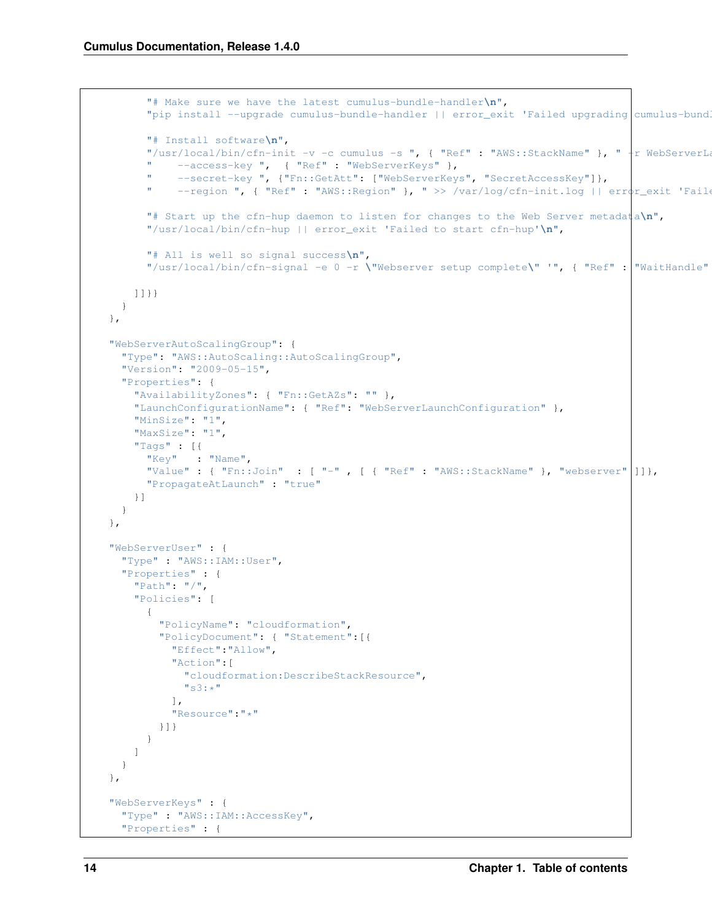```
        "# Make sure we have the latest cumulus-bundle-handler\n",
        "pip install --upgrade cumulus-bundle-handler || error_exit 'Failed upgrading cumulus-bundl

        "# Install software\n",
        "/usr/local/bin/cfn-init -v -c cumulus -s ", { "Ref" : "AWS::StackName" }, " -r WebServerLa
        "    --access-key ",  { "Ref" : "WebServerKeys" },
        "    --secret-key ", {"Fn::GetAtt": ["WebServerKeys", "SecretAccessKey"]},
        "    --region ", { "Ref" : "AWS::Region" }, " >> /var/log/cfn-init.log || error_exit 'Faile

        "# Start up the cfn-hup daemon to listen for changes to the Web Server metadata\n",
        "/usr/local/bin/cfn-hup || error_exit 'Failed to start cfn-hup'\n",

        "# All is well so signal success\n",
        "/usr/local/bin/cfn-signal -e 0 -r \"Webserver setup complete\" '", { "Ref" : "WaitHandle"

      ]]}}
    }
  },

  "WebServerAutoScalingGroup": {
    "Type": "AWS::AutoScaling::AutoScalingGroup",
    "Version": "2009-05-15",
    "Properties": {
      "AvailabilityZones": { "Fn::GetAZs": "" },
      "LaunchConfigurationName": { "Ref": "WebServerLaunchConfiguration" },
      "MinSize": "1",
      "MaxSize": "1",
      "Tags" : [{
        "Key"   : "Name",
        "Value" : { "Fn::Join"  : [ "-" , [ { "Ref" : "AWS::StackName" }, "webserver" ]]},
        "PropagateAtLaunch" : "true"
      }]
    }
  },

  "WebServerUser" : {
    "Type" : "AWS::IAM::User",
    "Properties" : {
      "Path": "/",
      "Policies": [
        {
          "PolicyName": "cloudformation",
          "PolicyDocument": { "Statement":[{
            "Effect":"Allow",
            "Action":[
              "cloudformation:DescribeStackResource",
              "s3:*"
            ],
            "Resource":"*"
          }]}
        }
      ]
    }
  },

  "WebServerKeys" : {
    "Type" : "AWS::IAM::AccessKey",
    "Properties" : {
```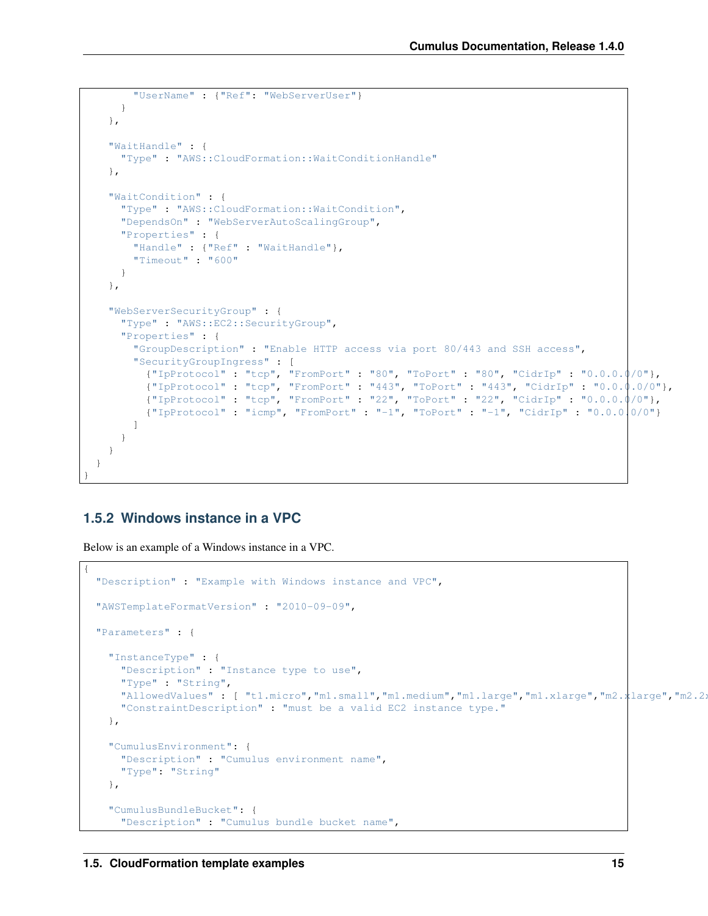```
        "UserName" : {"Ref": "WebServerUser"}
      }
    },

    "WaitHandle" : {
      "Type" : "AWS::CloudFormation::WaitConditionHandle"
    },

    "WaitCondition" : {
      "Type" : "AWS::CloudFormation::WaitCondition",
      "DependsOn" : "WebServerAutoScalingGroup",
      "Properties" : {
        "Handle" : {"Ref" : "WaitHandle"},
        "Timeout" : "600"
      }
    },

    "WebServerSecurityGroup" : {
      "Type" : "AWS::EC2::SecurityGroup",
      "Properties" : {
        "GroupDescription" : "Enable HTTP access via port 80/443 and SSH access",
        "SecurityGroupIngress" : [
          {"IpProtocol" : "tcp", "FromPort" : "80", "ToPort" : "80", "CidrIp" : "0.0.0.0/0"},
          {"IpProtocol" : "tcp", "FromPort" : "443", "ToPort" : "443", "CidrIp" : "0.0.0.0/0"},
          {"IpProtocol" : "tcp", "FromPort" : "22", "ToPort" : "22", "CidrIp" : "0.0.0.0/0"},
          {"IpProtocol" : "icmp", "FromPort" : "-1", "ToPort" : "-1", "CidrIp" : "0.0.0.0/0"}
        ]
      }
    }
  }
}
```

### 1.5.2 Windows instance in a VPC

Below is an example of a Windows instance in a VPC.

```
{
  "Description" : "Example with Windows instance and VPC",

  "AWSTemplateFormatVersion" : "2010-09-09",

  "Parameters" : {

    "InstanceType" : {
      "Description" : "Instance type to use",
      "Type" : "String",
      "AllowedValues" : [ "t1.micro","m1.small","m1.medium","m1.large","m1.xlarge","m2.xlarge","m2.2x
      "ConstraintDescription" : "must be a valid EC2 instance type."
    },

    "CumulusEnvironment": {
      "Description" : "Cumulus environment name",
      "Type": "String"
    },

    "CumulusBundleBucket": {
      "Description" : "Cumulus bundle bucket name",
```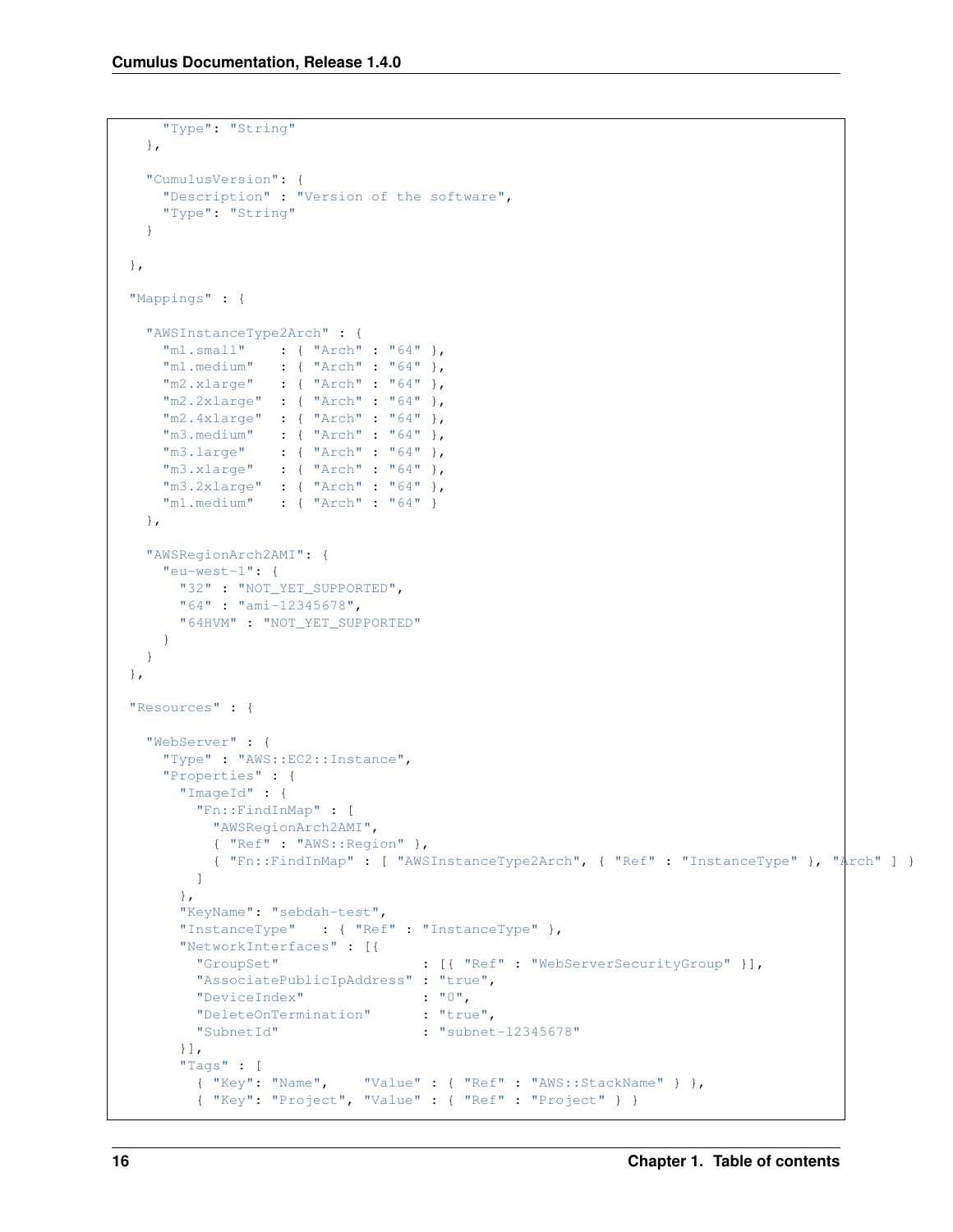```
    "Type": "String"
  },

  "CumulusVersion": {
    "Description" : "Version of the software",
    "Type": "String"
  }

},

"Mappings" : {

  "AWSInstanceType2Arch" : {
    "m1.small"    : { "Arch" : "64" },
    "m1.medium"   : { "Arch" : "64" },
    "m2.xlarge"   : { "Arch" : "64" },
    "m2.2xlarge"  : { "Arch" : "64" },
    "m2.4xlarge"  : { "Arch" : "64" },
    "m3.medium"   : { "Arch" : "64" },
    "m3.large"    : { "Arch" : "64" },
    "m3.xlarge"   : { "Arch" : "64" },
    "m3.2xlarge"  : { "Arch" : "64" },
    "m1.medium"   : { "Arch" : "64" }
  },

  "AWSRegionArch2AMI": {
    "eu-west-1": {
      "32" : "NOT_YET_SUPPORTED",
      "64" : "ami-12345678",
      "64HVM" : "NOT_YET_SUPPORTED"
    }
  }
},

"Resources" : {

  "WebServer" : {
    "Type" : "AWS::EC2::Instance",
    "Properties" : {
      "ImageId" : {
        "Fn::FindInMap" : [
          "AWSRegionArch2AMI",
          { "Ref" : "AWS::Region" },
          { "Fn::FindInMap" : [ "AWSInstanceType2Arch", { "Ref" : "InstanceType" }, "Arch" ] }
        ]
      },
      "KeyName": "sebdah-test",
      "InstanceType"   : { "Ref" : "InstanceType" },
      "NetworkInterfaces" : [{
        "GroupSet"                 : [{ "Ref" : "WebServerSecurityGroup" }],
        "AssociatePublicIpAddress" : "true",
        "DeviceIndex"              : "0",
        "DeleteOnTermination"      : "true",
        "SubnetId"                 : "subnet-12345678"
      }],
      "Tags" : [
        { "Key": "Name",    "Value" : { "Ref" : "AWS::StackName" } },
        { "Key": "Project", "Value" : { "Ref" : "Project" } }
```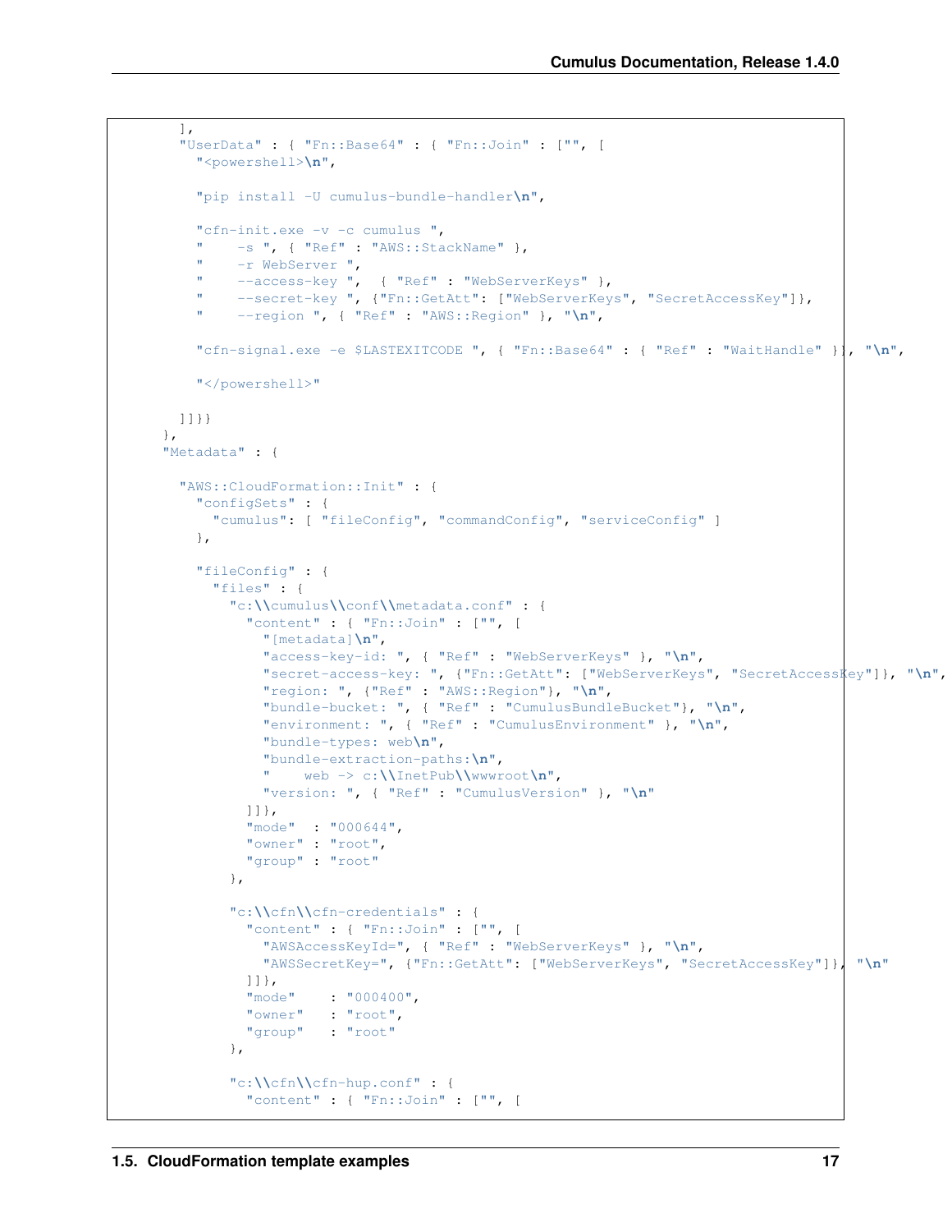```
        ],
        "UserData" : { "Fn::Base64" : { "Fn::Join" : ["", [
          "<powershell>\n",

          "pip install -U cumulus-bundle-handler\n",

          "cfn-init.exe -v -c cumulus ",
          "    -s ", { "Ref" : "AWS::StackName" },
          "    -r WebServer ",
          "    --access-key ",  { "Ref" : "WebServerKeys" },
          "    --secret-key ", {"Fn::GetAtt": ["WebServerKeys", "SecretAccessKey"]},
          "    --region ", { "Ref" : "AWS::Region" }, "\n",

          "cfn-signal.exe -e $LASTEXITCODE ", { "Fn::Base64" : { "Ref" : "WaitHandle" }}, "\n",

          "</powershell>"

        ]]}}
      },
      "Metadata" : {

        "AWS::CloudFormation::Init" : {
          "configSets" : {
            "cumulus": [ "fileConfig", "commandConfig", "serviceConfig" ]
          },

          "fileConfig" : {
            "files" : {
              "c:\\cumulus\\conf\\metadata.conf" : {
                "content" : { "Fn::Join" : ["", [
                  "[metadata]\n",
                  "access-key-id: ", { "Ref" : "WebServerKeys" }, "\n",
                  "secret-access-key: ", {"Fn::GetAtt": ["WebServerKeys", "SecretAccessKey"]}, "\n",
                  "region: ", {"Ref" : "AWS::Region"}, "\n",
                  "bundle-bucket: ", { "Ref" : "CumulusBundleBucket"}, "\n",
                  "environment: ", { "Ref" : "CumulusEnvironment" }, "\n",
                  "bundle-types: web\n",
                  "bundle-extraction-paths:\n",
                  "    web -> c:\\InetPub\\wwwroot\n",
                  "version: ", { "Ref" : "CumulusVersion" }, "\n"
                ]]},
                "mode"  : "000644",
                "owner" : "root",
                "group" : "root"
              },

              "c:\\cfn\\cfn-credentials" : {
                "content" : { "Fn::Join" : ["", [
                  "AWSAccessKeyId=", { "Ref" : "WebServerKeys" }, "\n",
                  "AWSSecretKey=", {"Fn::GetAtt": ["WebServerKeys", "SecretAccessKey"]}, "\n"
                ]]},
                "mode"    : "000400",
                "owner"   : "root",
                "group"   : "root"
              },

              "c:\\cfn\\cfn-hup.conf" : {
                "content" : { "Fn::Join" : ["", [
```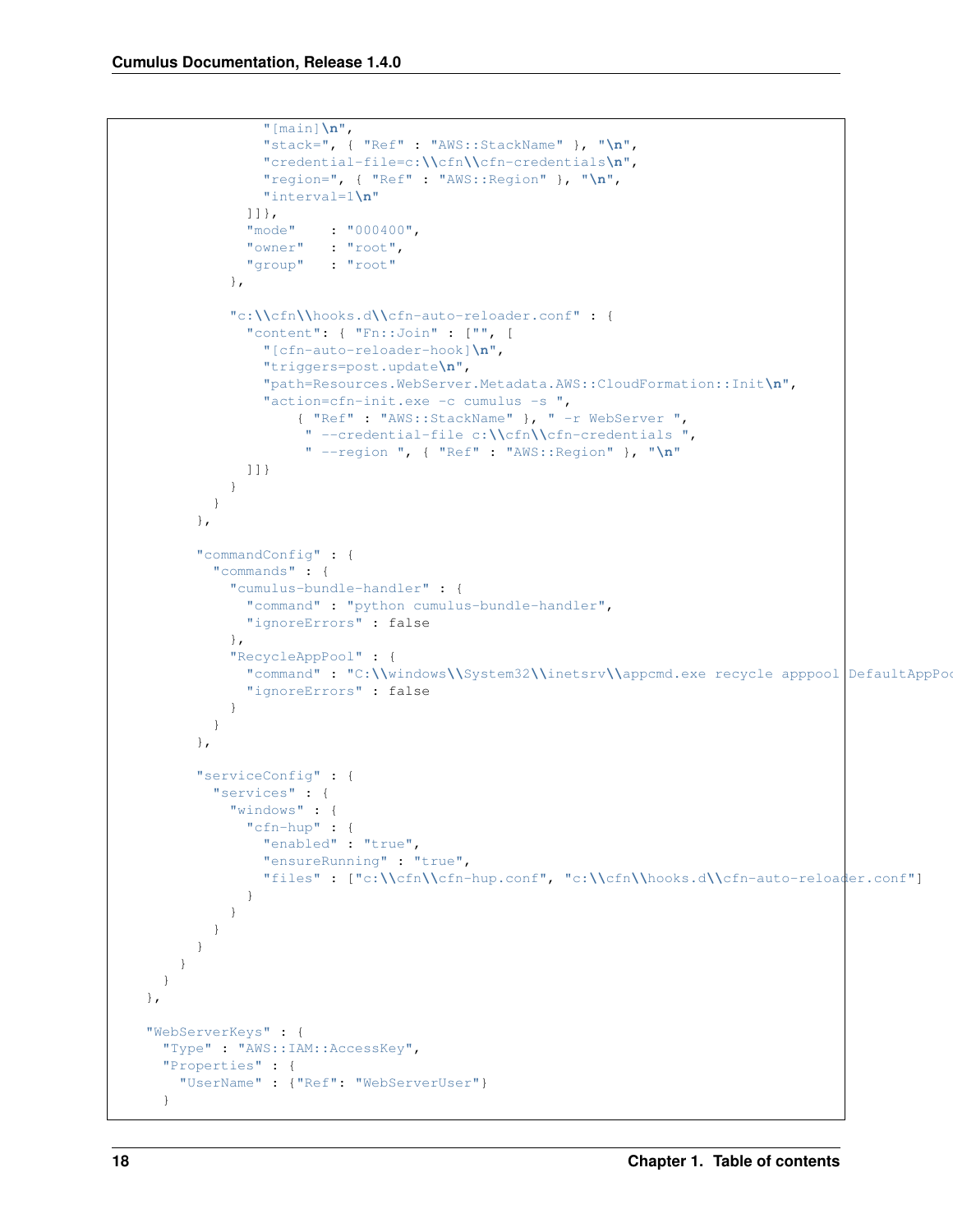```
                "[main]\n",
                "stack=", { "Ref" : "AWS::StackName" }, "\n",
                "credential-file=c:\\cfn\\cfn-credentials\n",
                "region=", { "Ref" : "AWS::Region" }, "\n",
                "interval=1\n"
              ]]},
              "mode"    : "000400",
              "owner"   : "root",
              "group"   : "root"
            },

            "c:\\cfn\\hooks.d\\cfn-auto-reloader.conf" : {
              "content": { "Fn::Join" : ["", [
                "[cfn-auto-reloader-hook]\n",
                "triggers=post.update\n",
                "path=Resources.WebServer.Metadata.AWS::CloudFormation::Init\n",
                "action=cfn-init.exe -c cumulus -s ",
                    { "Ref" : "AWS::StackName" }, " -r WebServer ",
                     " --credential-file c:\\cfn\\cfn-credentials ",
                     " --region ", { "Ref" : "AWS::Region" }, "\n"
              ]]}
            }
          }
        },

        "commandConfig" : {
          "commands" : {
            "cumulus-bundle-handler" : {
              "command" : "python cumulus-bundle-handler",
              "ignoreErrors" : false
            },
            "RecycleAppPool" : {
              "command" : "C:\\windows\\System32\\inetsrv\\appcmd.exe recycle apppool DefaultAppPoo
              "ignoreErrors" : false
            }
          }
        },

        "serviceConfig" : {
          "services" : {
            "windows" : {
              "cfn-hup" : {
                "enabled" : "true",
                "ensureRunning" : "true",
                "files" : ["c:\\cfn\\cfn-hup.conf", "c:\\cfn\\hooks.d\\cfn-auto-reloader.conf"]
              }
            }
          }
        }
      }
    }
  },

  "WebServerKeys" : {
    "Type" : "AWS::IAM::AccessKey",
    "Properties" : {
      "UserName" : {"Ref": "WebServerUser"}
    }
```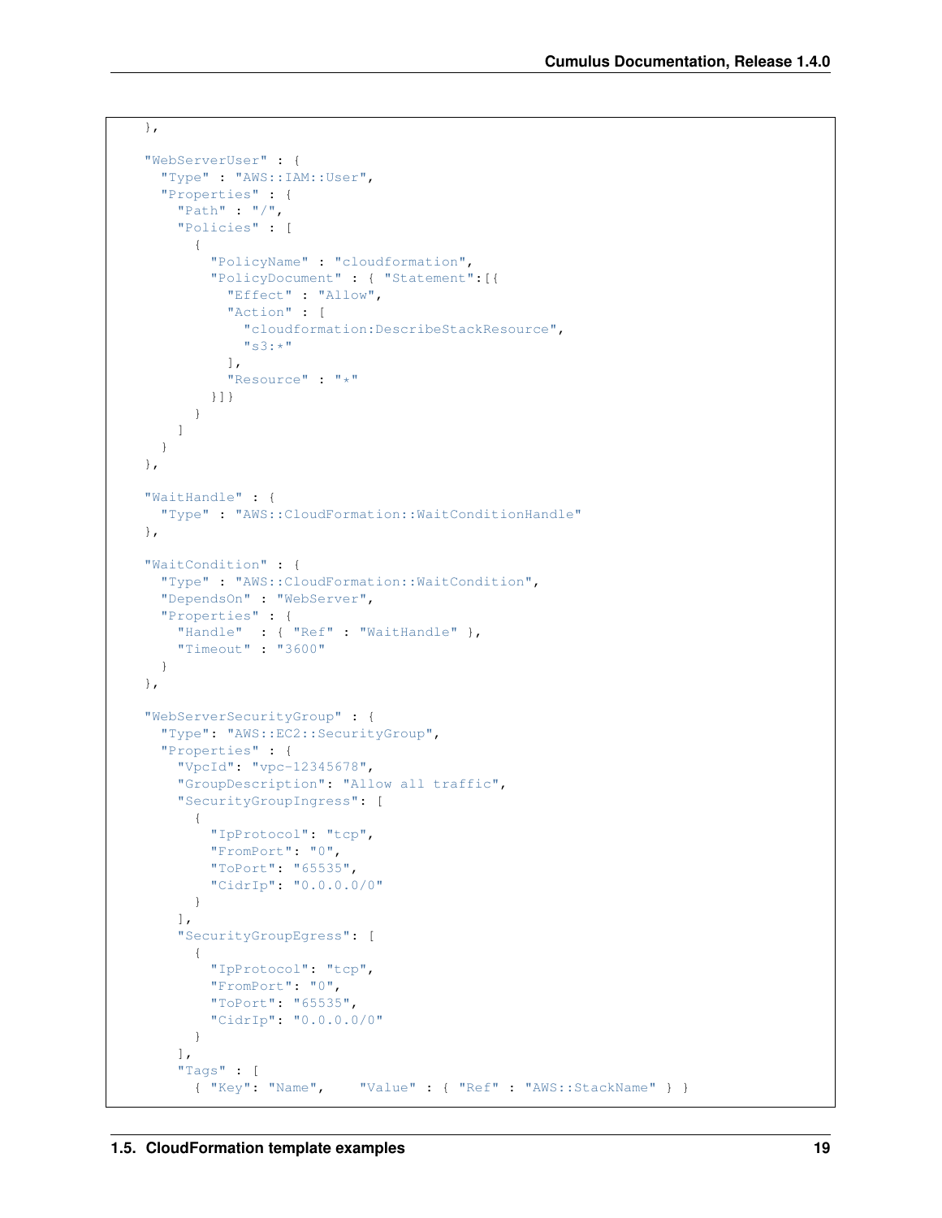```
    },

    "WebServerUser" : {
      "Type" : "AWS::IAM::User",
      "Properties" : {
        "Path" : "/",
        "Policies" : [
          {
            "PolicyName" : "cloudformation",
            "PolicyDocument" : { "Statement":[{
              "Effect" : "Allow",
              "Action" : [
                "cloudformation:DescribeStackResource",
                "s3:*"
              ],
              "Resource" : "*"
            }]}
          }
        ]
      }
    },

    "WaitHandle" : {
      "Type" : "AWS::CloudFormation::WaitConditionHandle"
    },

    "WaitCondition" : {
      "Type" : "AWS::CloudFormation::WaitCondition",
      "DependsOn" : "WebServer",
      "Properties" : {
        "Handle"  : { "Ref" : "WaitHandle" },
        "Timeout" : "3600"
      }
    },

    "WebServerSecurityGroup" : {
      "Type": "AWS::EC2::SecurityGroup",
      "Properties" : {
        "VpcId": "vpc-12345678",
        "GroupDescription": "Allow all traffic",
        "SecurityGroupIngress": [
          {
            "IpProtocol": "tcp",
            "FromPort": "0",
            "ToPort": "65535",
            "CidrIp": "0.0.0.0/0"
          }
        ],
        "SecurityGroupEgress": [
          {
            "IpProtocol": "tcp",
            "FromPort": "0",
            "ToPort": "65535",
            "CidrIp": "0.0.0.0/0"
          }
        ],
        "Tags" : [
          { "Key": "Name",    "Value" : { "Ref" : "AWS::StackName" } }
```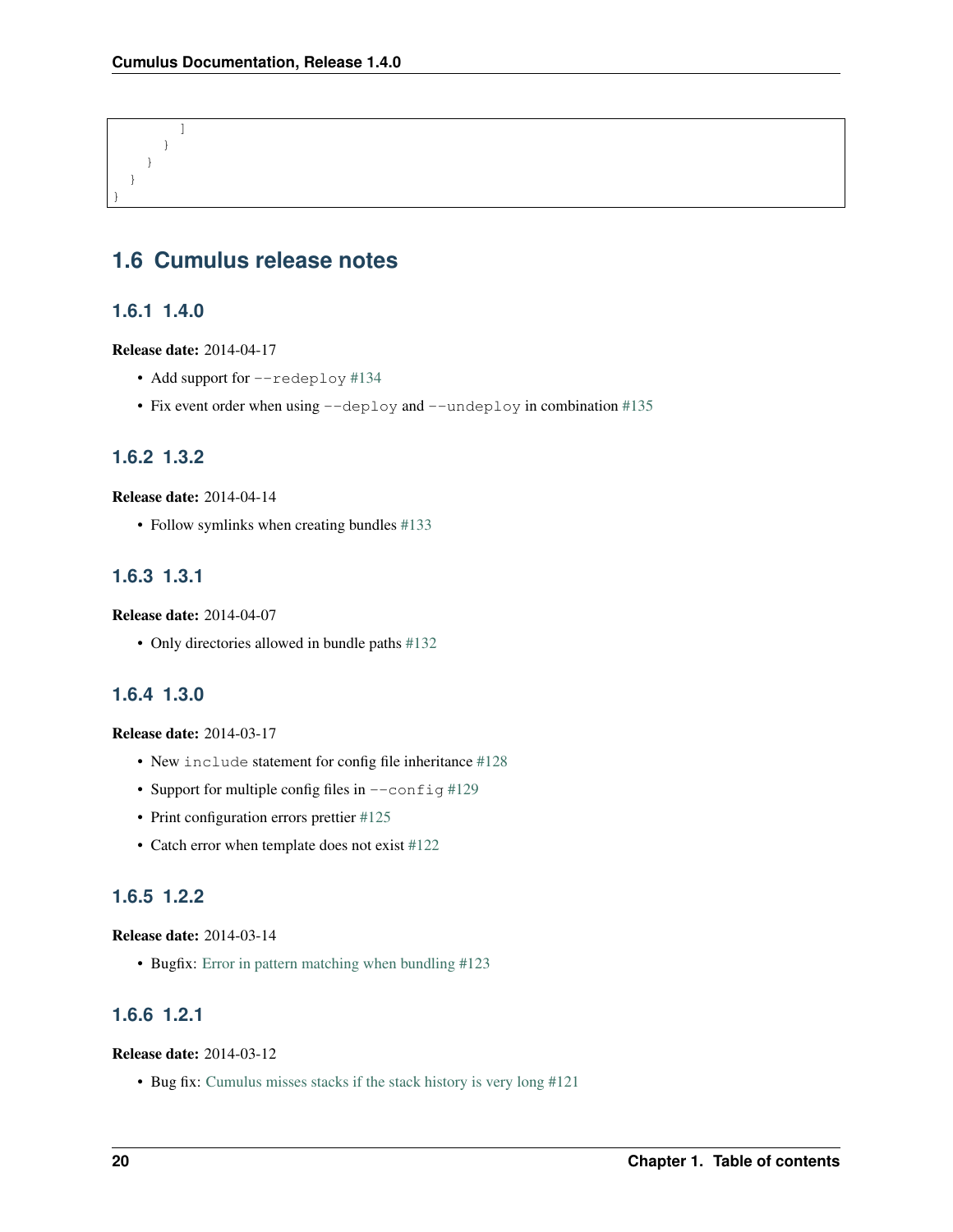```
            ]
          }
        }
      }
    }
```

## 1.6 Cumulus release notes

### 1.6.1 1.4.0

**Release date:** 2014-04-17

- Add support for `--redeploy` #134
- Fix event order when using `--deploy` and `--undeploy` in combination #135

### 1.6.2 1.3.2

**Release date:** 2014-04-14

- Follow symlinks when creating bundles #133

### 1.6.3 1.3.1

**Release date:** 2014-04-07

- Only directories allowed in bundle paths #132

### 1.6.4 1.3.0

**Release date:** 2014-03-17

- New `include` statement for config file inheritance #128
- Support for multiple config files in `--config` #129
- Print configuration errors prettier #125
- Catch error when template does not exist #122

### 1.6.5 1.2.2

**Release date:** 2014-03-14

- Bugfix: Error in pattern matching when bundling #123

### 1.6.6 1.2.1

**Release date:** 2014-03-12

- Bug fix: Cumulus misses stacks if the stack history is very long #121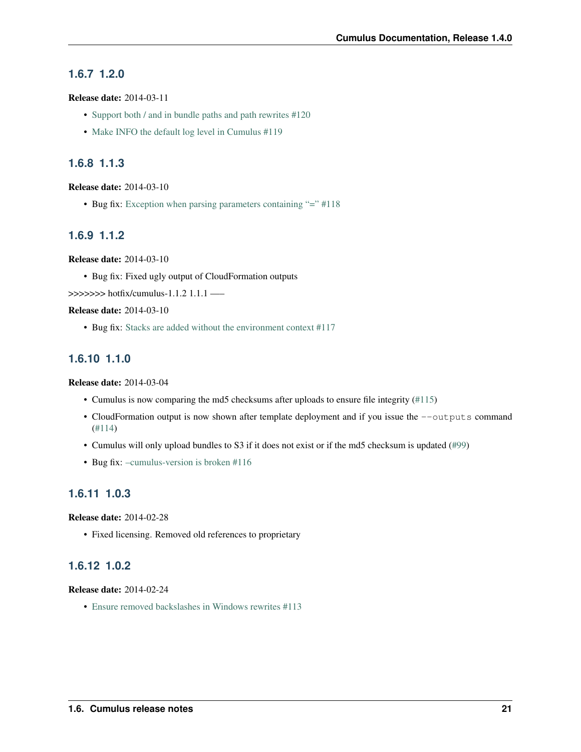### 1.6.7 1.2.0

**Release date:** 2014-03-11

- Support both / and in bundle paths and path rewrites #120
- Make INFO the default log level in Cumulus #119

### 1.6.8 1.1.3

**Release date:** 2014-03-10

- Bug fix: Exception when parsing parameters containing "=" #118

### 1.6.9 1.1.2

**Release date:** 2014-03-10

- Bug fix: Fixed ugly output of CloudFormation outputs

>>>>>>> hotfix/cumulus-1.1.2 1.1.1 —–

**Release date:** 2014-03-10

- Bug fix: Stacks are added without the environment context #117

### 1.6.10 1.1.0

**Release date:** 2014-03-04

- Cumulus is now comparing the md5 checksums after uploads to ensure file integrity (#115)
- CloudFormation output is now shown after template deployment and if you issue the `--outputs` command (#114)
- Cumulus will only upload bundles to S3 if it does not exist or if the md5 checksum is updated (#99)
- Bug fix: –cumulus-version is broken #116

### 1.6.11 1.0.3

**Release date:** 2014-02-28

- Fixed licensing. Removed old references to proprietary

### 1.6.12 1.0.2

**Release date:** 2014-02-24

- Ensure removed backslashes in Windows rewrites #113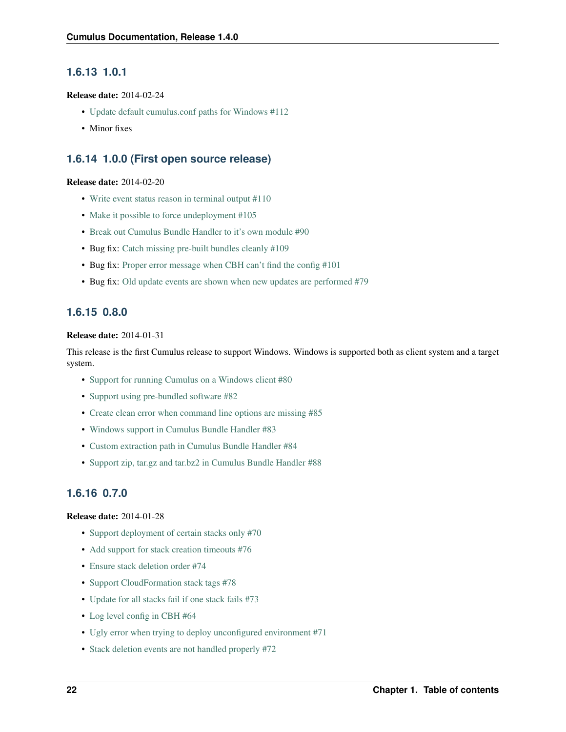### 1.6.13 1.0.1

**Release date:** 2014-02-24

- Update default cumulus.conf paths for Windows #112
- Minor fixes

### 1.6.14 1.0.0 (First open source release)

**Release date:** 2014-02-20

- Write event status reason in terminal output #110
- Make it possible to force undeployment #105
- Break out Cumulus Bundle Handler to it's own module #90
- Bug fix: Catch missing pre-built bundles cleanly #109
- Bug fix: Proper error message when CBH can't find the config #101
- Bug fix: Old update events are shown when new updates are performed #79

### 1.6.15 0.8.0

**Release date:** 2014-01-31

This release is the first Cumulus release to support Windows. Windows is supported both as client system and a target system.

- Support for running Cumulus on a Windows client #80
- Support using pre-bundled software #82
- Create clean error when command line options are missing #85
- Windows support in Cumulus Bundle Handler #83
- Custom extraction path in Cumulus Bundle Handler #84
- Support zip, tar.gz and tar.bz2 in Cumulus Bundle Handler #88

### 1.6.16 0.7.0

**Release date:** 2014-01-28

- Support deployment of certain stacks only #70
- Add support for stack creation timeouts #76
- Ensure stack deletion order #74
- Support CloudFormation stack tags #78
- Update for all stacks fail if one stack fails #73
- Log level config in CBH #64
- Ugly error when trying to deploy unconfigured environment #71
- Stack deletion events are not handled properly #72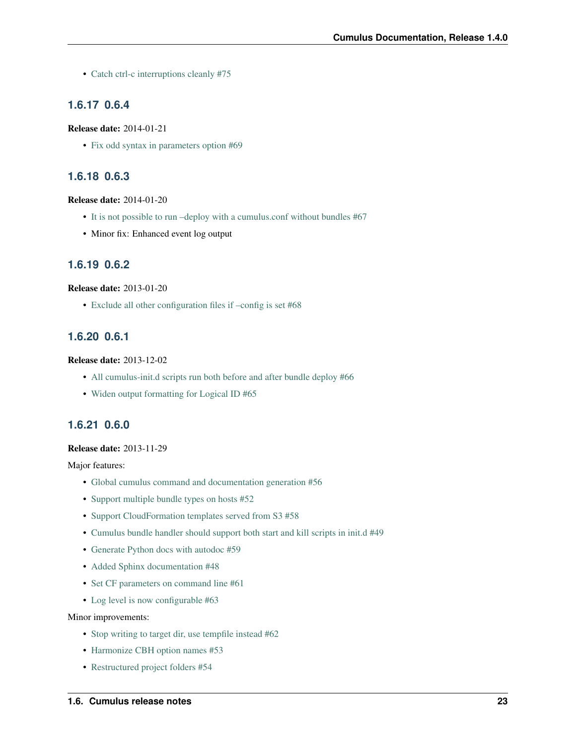- Catch ctrl-c interruptions cleanly #75

### 1.6.17 0.6.4

**Release date:** 2014-01-21

- Fix odd syntax in parameters option #69

### 1.6.18 0.6.3

**Release date:** 2014-01-20

- It is not possible to run –deploy with a cumulus.conf without bundles #67
- Minor fix: Enhanced event log output

### 1.6.19 0.6.2

**Release date:** 2013-01-20

- Exclude all other configuration files if –config is set #68

### 1.6.20 0.6.1

**Release date:** 2013-12-02

- All cumulus-init.d scripts run both before and after bundle deploy #66
- Widen output formatting for Logical ID #65

### 1.6.21 0.6.0

**Release date:** 2013-11-29

Major features:

- Global cumulus command and documentation generation #56
- Support multiple bundle types on hosts #52
- Support CloudFormation templates served from S3 #58
- Cumulus bundle handler should support both start and kill scripts in init.d #49
- Generate Python docs with autodoc #59
- Added Sphinx documentation #48
- Set CF parameters on command line #61
- Log level is now configurable #63

Minor improvements:

- Stop writing to target dir, use tempfile instead #62
- Harmonize CBH option names #53
- Restructured project folders #54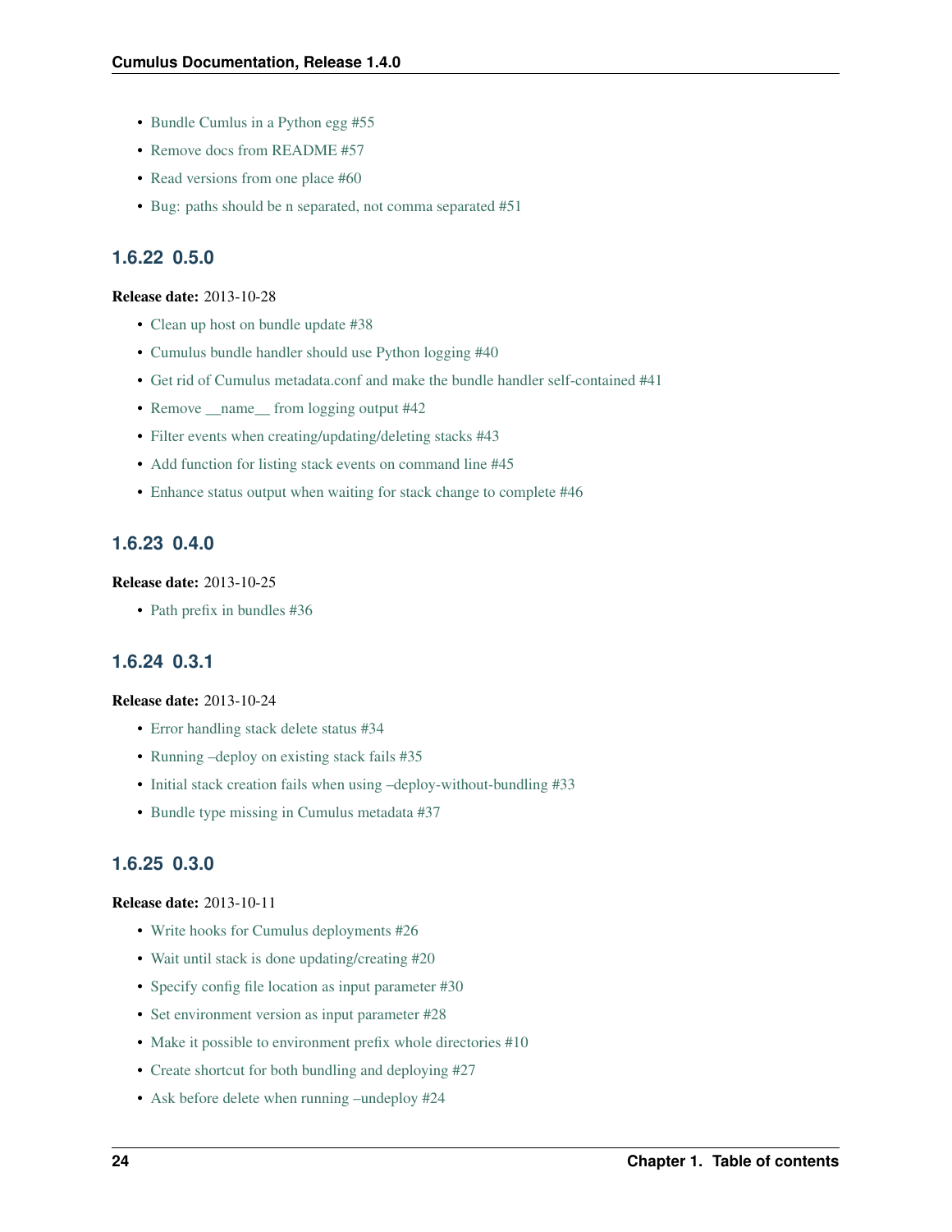- Bundle Cumlus in a Python egg #55
- Remove docs from README #57
- Read versions from one place #60
- Bug: paths should be n separated, not comma separated #51

### 1.6.22 0.5.0

**Release date:** 2013-10-28

- Clean up host on bundle update #38
- Cumulus bundle handler should use Python logging #40
- Get rid of Cumulus metadata.conf and make the bundle handler self-contained #41
- Remove __name__ from logging output #42
- Filter events when creating/updating/deleting stacks #43
- Add function for listing stack events on command line #45
- Enhance status output when waiting for stack change to complete #46

### 1.6.23 0.4.0

**Release date:** 2013-10-25

- Path prefix in bundles #36

### 1.6.24 0.3.1

**Release date:** 2013-10-24

- Error handling stack delete status #34
- Running –deploy on existing stack fails #35
- Initial stack creation fails when using –deploy-without-bundling #33
- Bundle type missing in Cumulus metadata #37

### 1.6.25 0.3.0

**Release date:** 2013-10-11

- Write hooks for Cumulus deployments #26
- Wait until stack is done updating/creating #20
- Specify config file location as input parameter #30
- Set environment version as input parameter #28
- Make it possible to environment prefix whole directories #10
- Create shortcut for both bundling and deploying #27
- Ask before delete when running –undeploy #24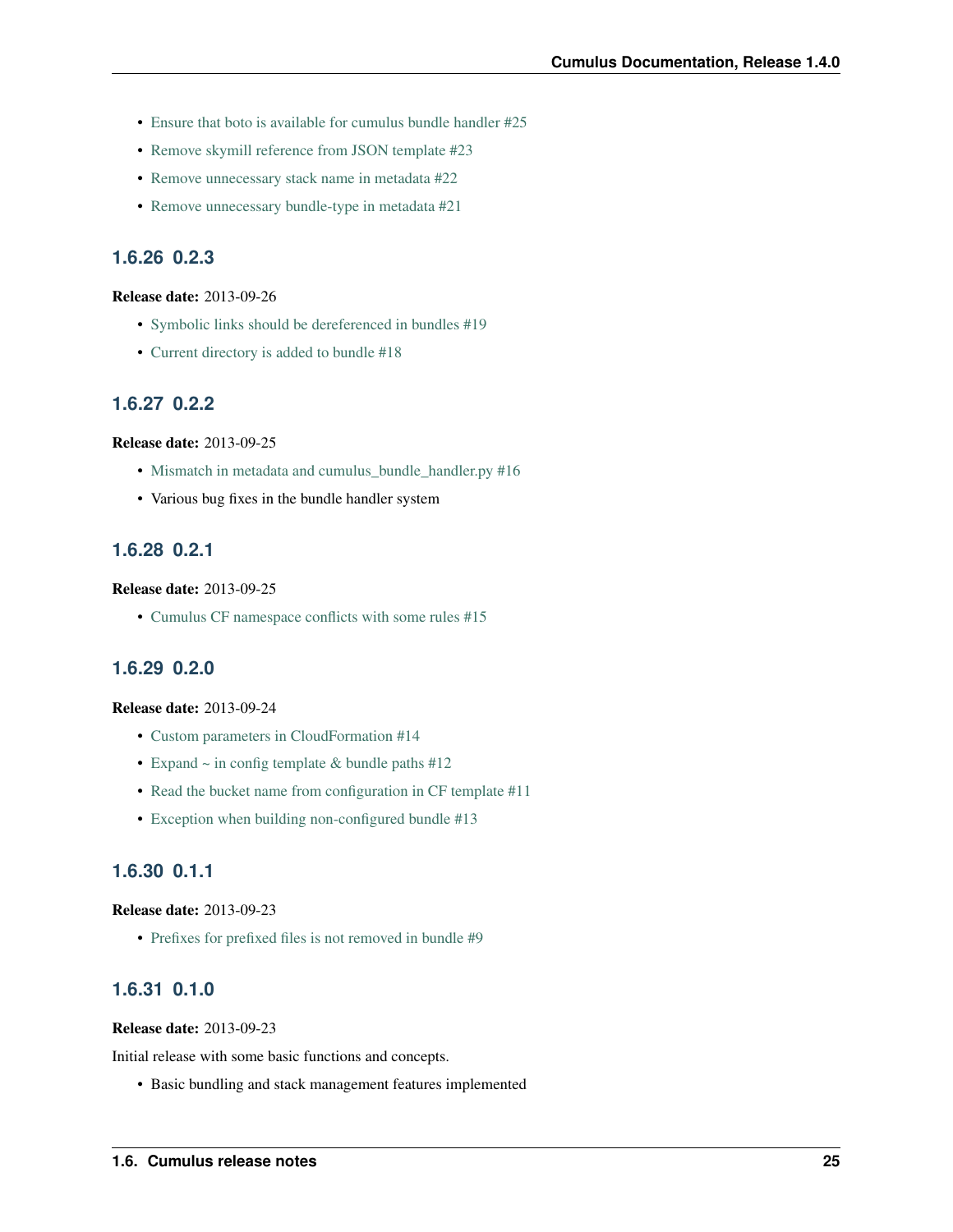- Ensure that boto is available for cumulus bundle handler #25
- Remove skymill reference from JSON template #23
- Remove unnecessary stack name in metadata #22
- Remove unnecessary bundle-type in metadata #21

### 1.6.26 0.2.3

**Release date:** 2013-09-26

- Symbolic links should be dereferenced in bundles #19
- Current directory is added to bundle #18

### 1.6.27 0.2.2

**Release date:** 2013-09-25

- Mismatch in metadata and cumulus_bundle_handler.py #16
- Various bug fixes in the bundle handler system

### 1.6.28 0.2.1

**Release date:** 2013-09-25

- Cumulus CF namespace conflicts with some rules #15

### 1.6.29 0.2.0

**Release date:** 2013-09-24

- Custom parameters in CloudFormation #14
- Expand ~ in config template & bundle paths #12
- Read the bucket name from configuration in CF template #11
- Exception when building non-configured bundle #13

### 1.6.30 0.1.1

**Release date:** 2013-09-23

- Prefixes for prefixed files is not removed in bundle #9

### 1.6.31 0.1.0

**Release date:** 2013-09-23

Initial release with some basic functions and concepts.

- Basic bundling and stack management features implemented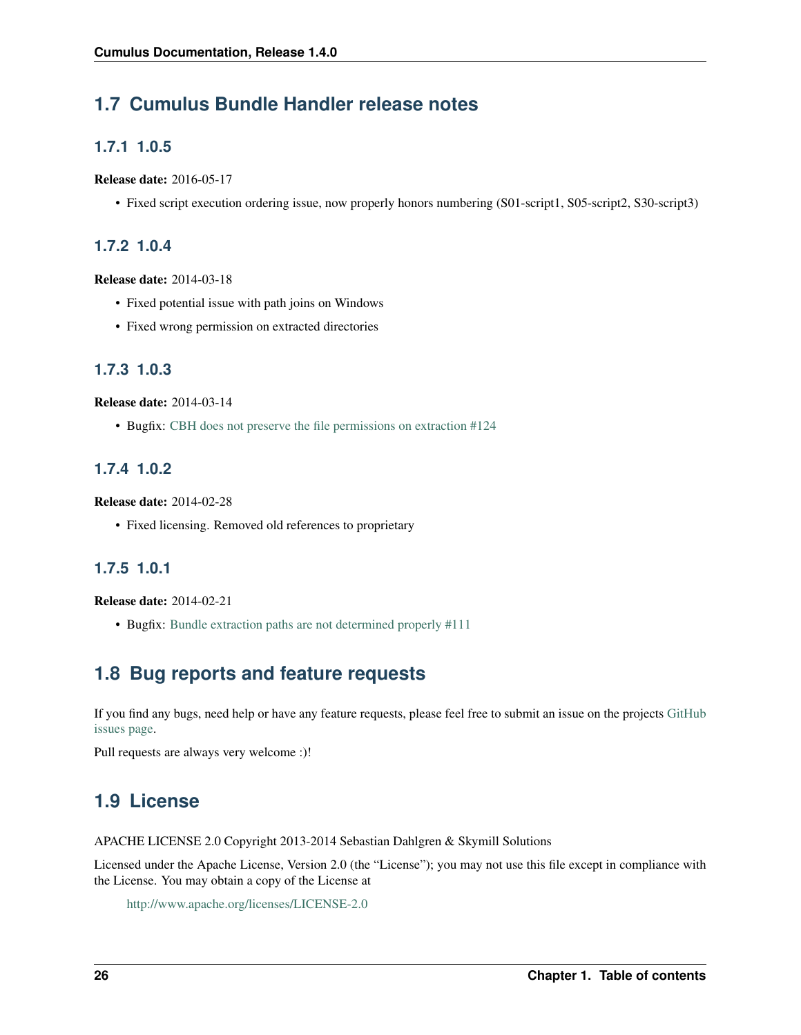## 1.7 Cumulus Bundle Handler release notes

### 1.7.1 1.0.5

**Release date:** 2016-05-17

- Fixed script execution ordering issue, now properly honors numbering (S01-script1, S05-script2, S30-script3)

### 1.7.2 1.0.4

**Release date:** 2014-03-18

- Fixed potential issue with path joins on Windows
- Fixed wrong permission on extracted directories

### 1.7.3 1.0.3

**Release date:** 2014-03-14

- Bugfix: CBH does not preserve the file permissions on extraction #124

### 1.7.4 1.0.2

**Release date:** 2014-02-28

- Fixed licensing. Removed old references to proprietary

### 1.7.5 1.0.1

**Release date:** 2014-02-21

- Bugfix: Bundle extraction paths are not determined properly #111

## 1.8 Bug reports and feature requests

If you find any bugs, need help or have any feature requests, please feel free to submit an issue on the projects GitHub issues page.

Pull requests are always very welcome :)!

## 1.9 License

APACHE LICENSE 2.0 Copyright 2013-2014 Sebastian Dahlgren & Skymill Solutions

Licensed under the Apache License, Version 2.0 (the "License"); you may not use this file except in compliance with the License. You may obtain a copy of the License at

> http://www.apache.org/licenses/LICENSE-2.0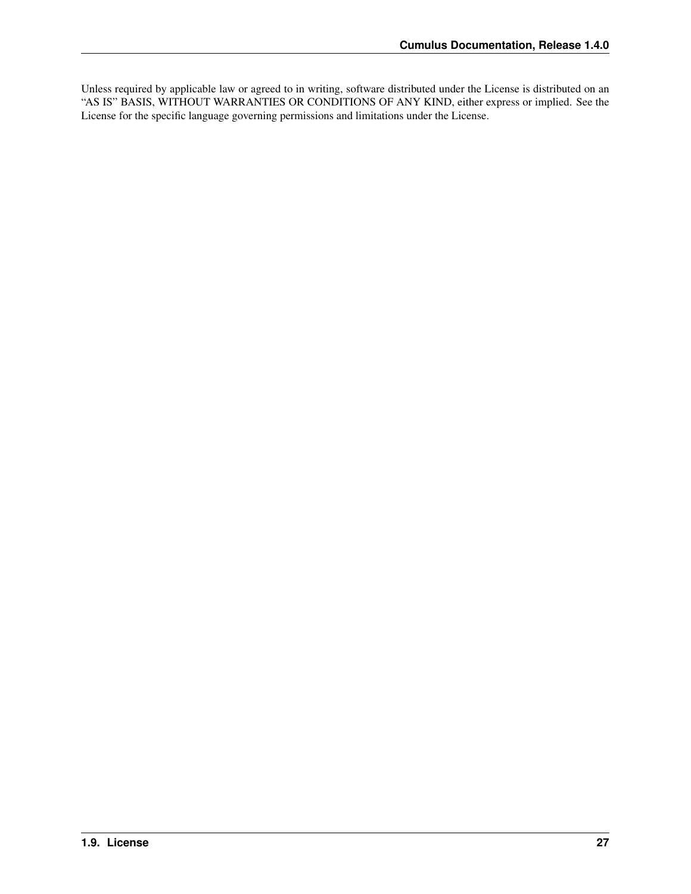Unless required by applicable law or agreed to in writing, software distributed under the License is distributed on an "AS IS" BASIS, WITHOUT WARRANTIES OR CONDITIONS OF ANY KIND, either express or implied. See the License for the specific language governing permissions and limitations under the License.